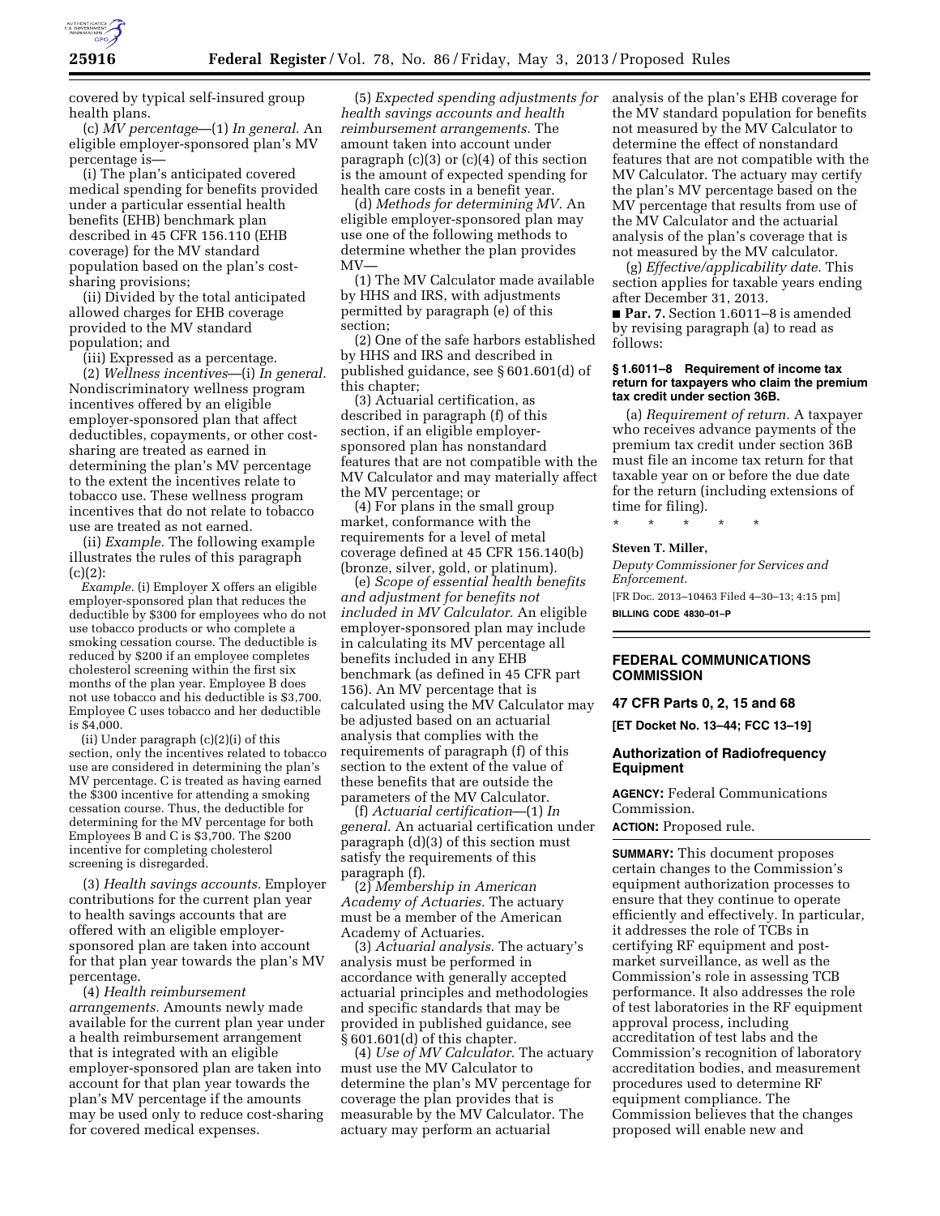covered by typical self-insured group health plans.

(c) *MV percentage*—(1) *In general.* An eligible employer-sponsored plan's MV percentage is—

(i) The plan's anticipated covered medical spending for benefits provided under a particular essential health benefits (EHB) benchmark plan described in 45 CFR 156.110 (EHB coverage) for the MV standard population based on the plan's cost-sharing provisions;

(ii) Divided by the total anticipated allowed charges for EHB coverage provided to the MV standard population; and

(iii) Expressed as a percentage.

(2) *Wellness incentives*—(i) *In general.* Nondiscriminatory wellness program incentives offered by an eligible employer-sponsored plan that affect deductibles, copayments, or other cost-sharing are treated as earned in determining the plan's MV percentage to the extent the incentives relate to tobacco use. These wellness program incentives that do not relate to tobacco use are treated as not earned.

(ii) *Example.* The following example illustrates the rules of this paragraph (c)(2):

*Example.* (i) Employer X offers an eligible employer-sponsored plan that reduces the deductible by $300 for employees who do not use tobacco products or who complete a smoking cessation course. The deductible is reduced by $200 if an employee completes cholesterol screening within the first six months of the plan year. Employee B does not use tobacco and his deductible is $3,700. Employee C uses tobacco and her deductible is $4,000.

(ii) Under paragraph (c)(2)(i) of this section, only the incentives related to tobacco use are considered in determining the plan's MV percentage. C is treated as having earned the $300 incentive for attending a smoking cessation course. Thus, the deductible for determining for the MV percentage for both Employees B and C is $3,700. The $200 incentive for completing cholesterol screening is disregarded.

(3) *Health savings accounts.* Employer contributions for the current plan year to health savings accounts that are offered with an eligible employer-sponsored plan are taken into account for that plan year towards the plan's MV percentage.

(4) *Health reimbursement arrangements.* Amounts newly made available for the current plan year under a health reimbursement arrangement that is integrated with an eligible employer-sponsored plan are taken into account for that plan year towards the plan's MV percentage if the amounts may be used only to reduce cost-sharing for covered medical expenses.

(5) *Expected spending adjustments for health savings accounts and health reimbursement arrangements.* The amount taken into account under paragraph (c)(3) or (c)(4) of this section is the amount of expected spending for health care costs in a benefit year.

(d) *Methods for determining MV.* An eligible employer-sponsored plan may use one of the following methods to determine whether the plan provides MV—

(1) The MV Calculator made available by HHS and IRS, with adjustments permitted by paragraph (e) of this section;

(2) One of the safe harbors established by HHS and IRS and described in published guidance, see § 601.601(d) of this chapter;

(3) Actuarial certification, as described in paragraph (f) of this section, if an eligible employer-sponsored plan has nonstandard features that are not compatible with the MV Calculator and may materially affect the MV percentage; or

(4) For plans in the small group market, conformance with the requirements for a level of metal coverage defined at 45 CFR 156.140(b) (bronze, silver, gold, or platinum).

(e) *Scope of essential health benefits and adjustment for benefits not included in MV Calculator.* An eligible employer-sponsored plan may include in calculating its MV percentage all benefits included in any EHB benchmark (as defined in 45 CFR part 156). An MV percentage that is calculated using the MV Calculator may be adjusted based on an actuarial analysis that complies with the requirements of paragraph (f) of this section to the extent of the value of these benefits that are outside the parameters of the MV Calculator.

(f) *Actuarial certification*—(1) *In general.* An actuarial certification under paragraph (d)(3) of this section must satisfy the requirements of this paragraph (f).

(2) *Membership in American Academy of Actuaries.* The actuary must be a member of the American Academy of Actuaries.

(3) *Actuarial analysis.* The actuary's analysis must be performed in accordance with generally accepted actuarial principles and methodologies and specific standards that may be provided in published guidance, see § 601.601(d) of this chapter.

(4) *Use of MV Calculator.* The actuary must use the MV Calculator to determine the plan's MV percentage for coverage the plan provides that is measurable by the MV Calculator. The actuary may perform an actuarial analysis of the plan's EHB coverage for the MV standard population for benefits not measured by the MV Calculator to determine the effect of nonstandard features that are not compatible with the MV Calculator. The actuary may certify the plan's MV percentage based on the MV percentage that results from use of the MV Calculator and the actuarial analysis of the plan's coverage that is not measured by the MV calculator.

(g) *Effective/applicability date.* This section applies for taxable years ending after December 31, 2013.

■ **Par. 7.** Section 1.6011–8 is amended by revising paragraph (a) to read as follows:

**§ 1.6011–8 Requirement of income tax return for taxpayers who claim the premium tax credit under section 36B.**

(a) *Requirement of return.* A taxpayer who receives advance payments of the premium tax credit under section 36B must file an income tax return for that taxable year on or before the due date for the return (including extensions of time for filing).

\* \* \* \* \*

**Steven T. Miller,**

*Deputy Commissioner for Services and Enforcement.*

[FR Doc. 2013–10463 Filed 4–30–13; 4:15 pm]

**BILLING CODE 4830–01–P**

## FEDERAL COMMUNICATIONS COMMISSION

### 47 CFR Parts 0, 2, 15 and 68

**[ET Docket No. 13–44; FCC 13–19]**

### Authorization of Radiofrequency Equipment

**AGENCY:** Federal Communications Commission.

**ACTION:** Proposed rule.

**SUMMARY:** This document proposes certain changes to the Commission's equipment authorization processes to ensure that they continue to operate efficiently and effectively. In particular, it addresses the role of TCBs in certifying RF equipment and post-market surveillance, as well as the Commission's role in assessing TCB performance. It also addresses the role of test laboratories in the RF equipment approval process, including accreditation of test labs and the Commission's recognition of laboratory accreditation bodies, and measurement procedures used to determine RF equipment compliance. The Commission believes that the changes proposed will enable new and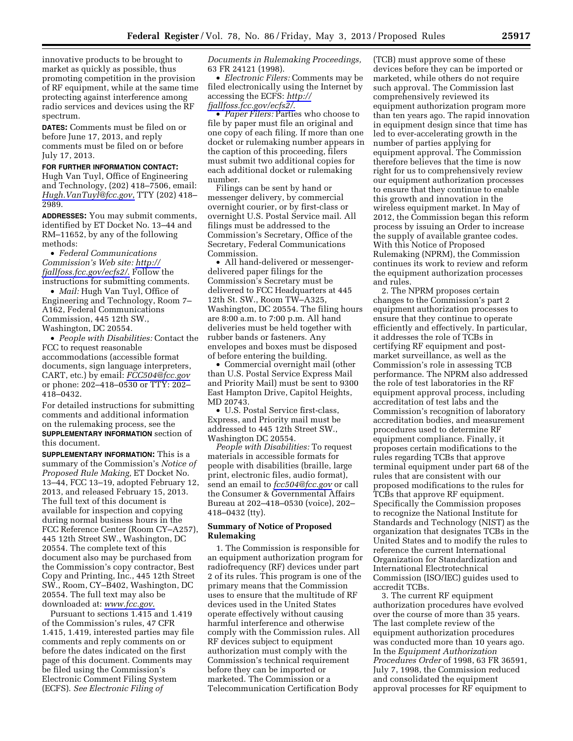innovative products to be brought to market as quickly as possible, thus promoting competition in the provision of RF equipment, while at the same time protecting against interference among radio services and devices using the RF spectrum.

**DATES:** Comments must be filed on or before June 17, 2013, and reply comments must be filed on or before July 17, 2013.

**FOR FURTHER INFORMATION CONTACT:** Hugh Van Tuyl, Office of Engineering and Technology, (202) 418–7506, email: *Hugh.VanTuyl@fcc.gov*, TTY (202) 418–2989.

**ADDRESSES:** You may submit comments, identified by ET Docket No. 13–44 and RM–11652, by any of the following methods:

- *Federal Communications Commission's Web site: http://fjallfoss.fcc.gov/ecfs2/.* Follow the instructions for submitting comments.
- *Mail:* Hugh Van Tuyl, Office of Engineering and Technology, Room 7–A162, Federal Communications Commission, 445 12th SW., Washington, DC 20554.
- *People with Disabilities:* Contact the FCC to request reasonable accommodations (accessible format documents, sign language interpreters, CART, etc.) by email: *FCC504@fcc.gov* or phone: 202–418–0530 or TTY: 202–418–0432.

For detailed instructions for submitting comments and additional information on the rulemaking process, see the **SUPPLEMENTARY INFORMATION** section of this document.

**SUPPLEMENTARY INFORMATION:** This is a summary of the Commission's *Notice of Proposed Rule Making,* ET Docket No. 13–44, FCC 13–19, adopted February 12, 2013, and released February 15, 2013. The full text of this document is available for inspection and copying during normal business hours in the FCC Reference Center (Room CY–A257), 445 12th Street SW., Washington, DC 20554. The complete text of this document also may be purchased from the Commission's copy contractor, Best Copy and Printing, Inc., 445 12th Street SW., Room, CY–B402, Washington, DC 20554. The full text may also be downloaded at: *www.fcc.gov.*

Pursuant to sections 1.415 and 1.419 of the Commission's rules, 47 CFR 1.415, 1.419, interested parties may file comments and reply comments on or before the dates indicated on the first page of this document. Comments may be filed using the Commission's Electronic Comment Filing System (ECFS). *See Electronic Filing of Documents in Rulemaking Proceedings,* 63 FR 24121 (1998).

- *Electronic Filers:* Comments may be filed electronically using the Internet by accessing the ECFS: *http://fjallfoss.fcc.gov/ecfs2/.*
- *Paper Filers:* Parties who choose to file by paper must file an original and one copy of each filing. If more than one docket or rulemaking number appears in the caption of this proceeding, filers must submit two additional copies for each additional docket or rulemaking number.

Filings can be sent by hand or messenger delivery, by commercial overnight courier, or by first-class or overnight U.S. Postal Service mail. All filings must be addressed to the Commission's Secretary, Office of the Secretary, Federal Communications Commission.

- All hand-delivered or messenger-delivered paper filings for the Commission's Secretary must be delivered to FCC Headquarters at 445 12th St. SW., Room TW–A325, Washington, DC 20554. The filing hours are 8:00 a.m. to 7:00 p.m. All hand deliveries must be held together with rubber bands or fasteners. Any envelopes and boxes must be disposed of before entering the building.
- Commercial overnight mail (other than U.S. Postal Service Express Mail and Priority Mail) must be sent to 9300 East Hampton Drive, Capitol Heights, MD 20743.
- U.S. Postal Service first-class, Express, and Priority mail must be addressed to 445 12th Street SW., Washington DC 20554.

*People with Disabilities:* To request materials in accessible formats for people with disabilities (braille, large print, electronic files, audio format), send an email to *fcc504@fcc.gov* or call the Consumer & Governmental Affairs Bureau at 202–418–0530 (voice), 202–418–0432 (tty).

## Summary of Notice of Proposed Rulemaking

1. The Commission is responsible for an equipment authorization program for radiofrequency (RF) devices under part 2 of its rules. This program is one of the primary means that the Commission uses to ensure that the multitude of RF devices used in the United States operate effectively without causing harmful interference and otherwise comply with the Commission rules. All RF devices subject to equipment authorization must comply with the Commission's technical requirement before they can be imported or marketed. The Commission or a Telecommunication Certification Body (TCB) must approve some of these devices before they can be imported or marketed, while others do not require such approval. The Commission last comprehensively reviewed its equipment authorization program more than ten years ago. The rapid innovation in equipment design since that time has led to ever-accelerating growth in the number of parties applying for equipment approval. The Commission therefore believes that the time is now right for us to comprehensively review our equipment authorization processes to ensure that they continue to enable this growth and innovation in the wireless equipment market. In May of 2012, the Commission began this reform process by issuing an Order to increase the supply of available grantee codes. With this Notice of Proposed Rulemaking (NPRM), the Commission continues its work to review and reform the equipment authorization processes and rules.

2. The NPRM proposes certain changes to the Commission's part 2 equipment authorization processes to ensure that they continue to operate efficiently and effectively. In particular, it addresses the role of TCBs in certifying RF equipment and post-market surveillance, as well as the Commission's role in assessing TCB performance. The NPRM also addressed the role of test laboratories in the RF equipment approval process, including accreditation of test labs and the Commission's recognition of laboratory accreditation bodies, and measurement procedures used to determine RF equipment compliance. Finally, it proposes certain modifications to the rules regarding TCBs that approve terminal equipment under part 68 of the rules that are consistent with our proposed modifications to the rules for TCBs that approve RF equipment. Specifically the Commission proposes to recognize the National Institute for Standards and Technology (NIST) as the organization that designates TCBs in the United States and to modify the rules to reference the current International Organization for Standardization and International Electrotechnical Commission (ISO/IEC) guides used to accredit TCBs.

3. The current RF equipment authorization procedures have evolved over the course of more than 35 years. The last complete review of the equipment authorization procedures was conducted more than 10 years ago. In the *Equipment Authorization Procedures Order* of 1998, 63 FR 36591, July 7, 1998, the Commission reduced and consolidated the equipment approval processes for RF equipment to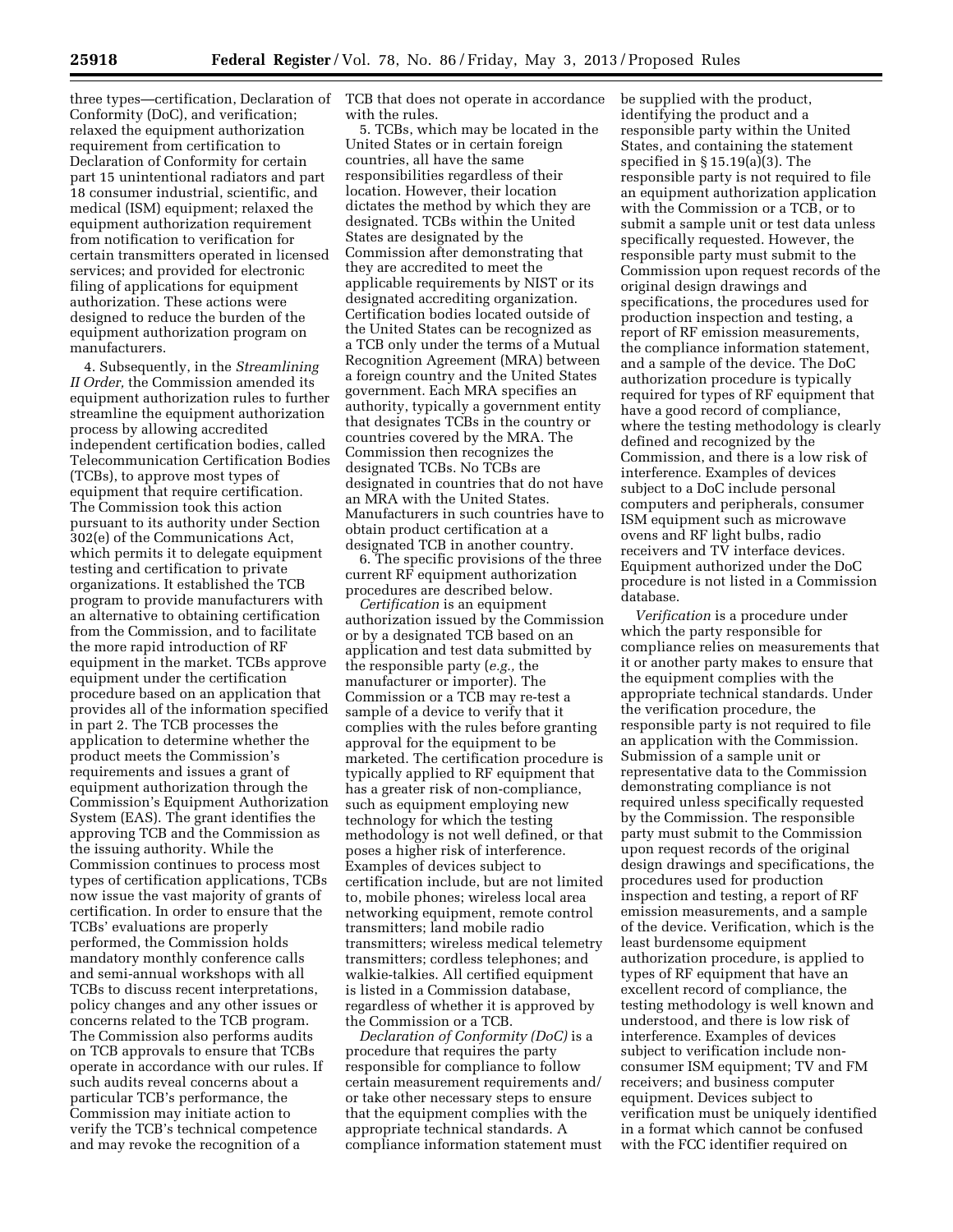three types—certification, Declaration of Conformity (DoC), and verification; relaxed the equipment authorization requirement from certification to Declaration of Conformity for certain part 15 unintentional radiators and part 18 consumer industrial, scientific, and medical (ISM) equipment; relaxed the equipment authorization requirement from notification to verification for certain transmitters operated in licensed services; and provided for electronic filing of applications for equipment authorization. These actions were designed to reduce the burden of the equipment authorization program on manufacturers.

4. Subsequently, in the *Streamlining II Order,* the Commission amended its equipment authorization rules to further streamline the equipment authorization process by allowing accredited independent certification bodies, called Telecommunication Certification Bodies (TCBs), to approve most types of equipment that require certification. The Commission took this action pursuant to its authority under Section 302(e) of the Communications Act, which permits it to delegate equipment testing and certification to private organizations. It established the TCB program to provide manufacturers with an alternative to obtaining certification from the Commission, and to facilitate the more rapid introduction of RF equipment in the market. TCBs approve equipment under the certification procedure based on an application that provides all of the information specified in part 2. The TCB processes the application to determine whether the product meets the Commission's requirements and issues a grant of equipment authorization through the Commission's Equipment Authorization System (EAS). The grant identifies the approving TCB and the Commission as the issuing authority. While the Commission continues to process most types of certification applications, TCBs now issue the vast majority of grants of certification. In order to ensure that the TCBs' evaluations are properly performed, the Commission holds mandatory monthly conference calls and semi-annual workshops with all TCBs to discuss recent interpretations, policy changes and any other issues or concerns related to the TCB program. The Commission also performs audits on TCB approvals to ensure that TCBs operate in accordance with our rules. If such audits reveal concerns about a particular TCB's performance, the Commission may initiate action to verify the TCB's technical competence and may revoke the recognition of a TCB that does not operate in accordance with the rules.

5. TCBs, which may be located in the United States or in certain foreign countries, all have the same responsibilities regardless of their location. However, their location dictates the method by which they are designated. TCBs within the United States are designated by the Commission after demonstrating that they are accredited to meet the applicable requirements by NIST or its designated accrediting organization. Certification bodies located outside of the United States can be recognized as a TCB only under the terms of a Mutual Recognition Agreement (MRA) between a foreign country and the United States government. Each MRA specifies an authority, typically a government entity that designates TCBs in the country or countries covered by the MRA. The Commission then recognizes the designated TCBs. No TCBs are designated in countries that do not have an MRA with the United States. Manufacturers in such countries have to obtain product certification at a designated TCB in another country.

6. The specific provisions of the three current RF equipment authorization procedures are described below.

*Certification* is an equipment authorization issued by the Commission or by a designated TCB based on an application and test data submitted by the responsible party (*e.g.,* the manufacturer or importer). The Commission or a TCB may re-test a sample of a device to verify that it complies with the rules before granting approval for the equipment to be marketed. The certification procedure is typically applied to RF equipment that has a greater risk of non-compliance, such as equipment employing new technology for which the testing methodology is not well defined, or that poses a higher risk of interference. Examples of devices subject to certification include, but are not limited to, mobile phones; wireless local area networking equipment, remote control transmitters; land mobile radio transmitters; wireless medical telemetry transmitters; cordless telephones; and walkie-talkies. All certified equipment is listed in a Commission database, regardless of whether it is approved by the Commission or a TCB.

*Declaration of Conformity (DoC)* is a procedure that requires the party responsible for compliance to follow certain measurement requirements and/or take other necessary steps to ensure that the equipment complies with the appropriate technical standards. A compliance information statement must be supplied with the product, identifying the product and a responsible party within the United States, and containing the statement specified in § 15.19(a)(3). The responsible party is not required to file an equipment authorization application with the Commission or a TCB, or to submit a sample unit or test data unless specifically requested. However, the responsible party must submit to the Commission upon request records of the original design drawings and specifications, the procedures used for production inspection and testing, a report of RF emission measurements, the compliance information statement, and a sample of the device. The DoC authorization procedure is typically required for types of RF equipment that have a good record of compliance, where the testing methodology is clearly defined and recognized by the Commission, and there is a low risk of interference. Examples of devices subject to a DoC include personal computers and peripherals, consumer ISM equipment such as microwave ovens and RF light bulbs, radio receivers and TV interface devices. Equipment authorized under the DoC procedure is not listed in a Commission database.

*Verification* is a procedure under which the party responsible for compliance relies on measurements that it or another party makes to ensure that the equipment complies with the appropriate technical standards. Under the verification procedure, the responsible party is not required to file an application with the Commission. Submission of a sample unit or representative data to the Commission demonstrating compliance is not required unless specifically requested by the Commission. The responsible party must submit to the Commission upon request records of the original design drawings and specifications, the procedures used for production inspection and testing, a report of RF emission measurements, and a sample of the device. Verification, which is the least burdensome equipment authorization procedure, is applied to types of RF equipment that have an excellent record of compliance, the testing methodology is well known and understood, and there is low risk of interference. Examples of devices subject to verification include non-consumer ISM equipment; TV and FM receivers; and business computer equipment. Devices subject to verification must be uniquely identified in a format which cannot be confused with the FCC identifier required on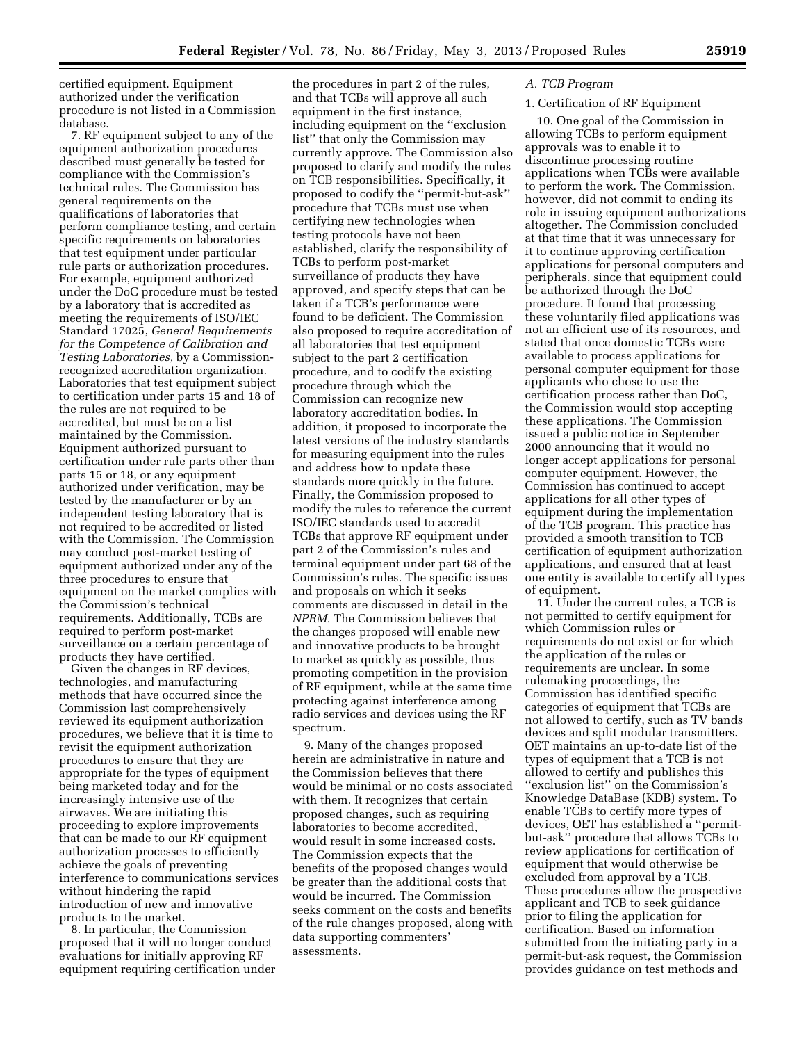certified equipment. Equipment authorized under the verification procedure is not listed in a Commission database.

7. RF equipment subject to any of the equipment authorization procedures described must generally be tested for compliance with the Commission's technical rules. The Commission has general requirements on the qualifications of laboratories that perform compliance testing, and certain specific requirements on laboratories that test equipment under particular rule parts or authorization procedures. For example, equipment authorized under the DoC procedure must be tested by a laboratory that is accredited as meeting the requirements of ISO/IEC Standard 17025, *General Requirements for the Competence of Calibration and Testing Laboratories,* by a Commission-recognized accreditation organization. Laboratories that test equipment subject to certification under parts 15 and 18 of the rules are not required to be accredited, but must be on a list maintained by the Commission. Equipment authorized pursuant to certification under rule parts other than parts 15 or 18, or any equipment authorized under verification, may be tested by the manufacturer or by an independent testing laboratory that is not required to be accredited or listed with the Commission. The Commission may conduct post-market testing of equipment authorized under any of the three procedures to ensure that equipment on the market complies with the Commission's technical requirements. Additionally, TCBs are required to perform post-market surveillance on a certain percentage of products they have certified.

Given the changes in RF devices, technologies, and manufacturing methods that have occurred since the Commission last comprehensively reviewed its equipment authorization procedures, we believe that it is time to revisit the equipment authorization procedures to ensure that they are appropriate for the types of equipment being marketed today and for the increasingly intensive use of the airwaves. We are initiating this proceeding to explore improvements that can be made to our RF equipment authorization processes to efficiently achieve the goals of preventing interference to communications services without hindering the rapid introduction of new and innovative products to the market.

8. In particular, the Commission proposed that it will no longer conduct evaluations for initially approving RF equipment requiring certification under the procedures in part 2 of the rules, and that TCBs will approve all such equipment in the first instance, including equipment on the ''exclusion list'' that only the Commission may currently approve. The Commission also proposed to clarify and modify the rules on TCB responsibilities. Specifically, it proposed to codify the ''permit-but-ask'' procedure that TCBs must use when certifying new technologies when testing protocols have not been established, clarify the responsibility of TCBs to perform post-market surveillance of products they have approved, and specify steps that can be taken if a TCB's performance were found to be deficient. The Commission also proposed to require accreditation of all laboratories that test equipment subject to the part 2 certification procedure, and to codify the existing procedure through which the Commission can recognize new laboratory accreditation bodies. In addition, it proposed to incorporate the latest versions of the industry standards for measuring equipment into the rules and address how to update these standards more quickly in the future. Finally, the Commission proposed to modify the rules to reference the current ISO/IEC standards used to accredit TCBs that approve RF equipment under part 2 of the Commission's rules and terminal equipment under part 68 of the Commission's rules. The specific issues and proposals on which it seeks comments are discussed in detail in the *NPRM.* The Commission believes that the changes proposed will enable new and innovative products to be brought to market as quickly as possible, thus promoting competition in the provision of RF equipment, while at the same time protecting against interference among radio services and devices using the RF spectrum.

9. Many of the changes proposed herein are administrative in nature and the Commission believes that there would be minimal or no costs associated with them. It recognizes that certain proposed changes, such as requiring laboratories to become accredited, would result in some increased costs. The Commission expects that the benefits of the proposed changes would be greater than the additional costs that would be incurred. The Commission seeks comment on the costs and benefits of the rule changes proposed, along with data supporting commenters' assessments.

### *A. TCB Program*

#### 1. Certification of RF Equipment

10. One goal of the Commission in allowing TCBs to perform equipment approvals was to enable it to discontinue processing routine applications when TCBs were available to perform the work. The Commission, however, did not commit to ending its role in issuing equipment authorizations altogether. The Commission concluded at that time that it was unnecessary for it to continue approving certification applications for personal computers and peripherals, since that equipment could be authorized through the DoC procedure. It found that processing these voluntarily filed applications was not an efficient use of its resources, and stated that once domestic TCBs were available to process applications for personal computer equipment for those applicants who chose to use the certification process rather than DoC, the Commission would stop accepting these applications. The Commission issued a public notice in September 2000 announcing that it would no longer accept applications for personal computer equipment. However, the Commission has continued to accept applications for all other types of equipment during the implementation of the TCB program. This practice has provided a smooth transition to TCB certification of equipment authorization applications, and ensured that at least one entity is available to certify all types of equipment.

11. Under the current rules, a TCB is not permitted to certify equipment for which Commission rules or requirements do not exist or for which the application of the rules or requirements are unclear. In some rulemaking proceedings, the Commission has identified specific categories of equipment that TCBs are not allowed to certify, such as TV bands devices and split modular transmitters. OET maintains an up-to-date list of the types of equipment that a TCB is not allowed to certify and publishes this ''exclusion list'' on the Commission's Knowledge DataBase (KDB) system. To enable TCBs to certify more types of devices, OET has established a ''permit-but-ask'' procedure that allows TCBs to review applications for certification of equipment that would otherwise be excluded from approval by a TCB. These procedures allow the prospective applicant and TCB to seek guidance prior to filing the application for certification. Based on information submitted from the initiating party in a permit-but-ask request, the Commission provides guidance on test methods and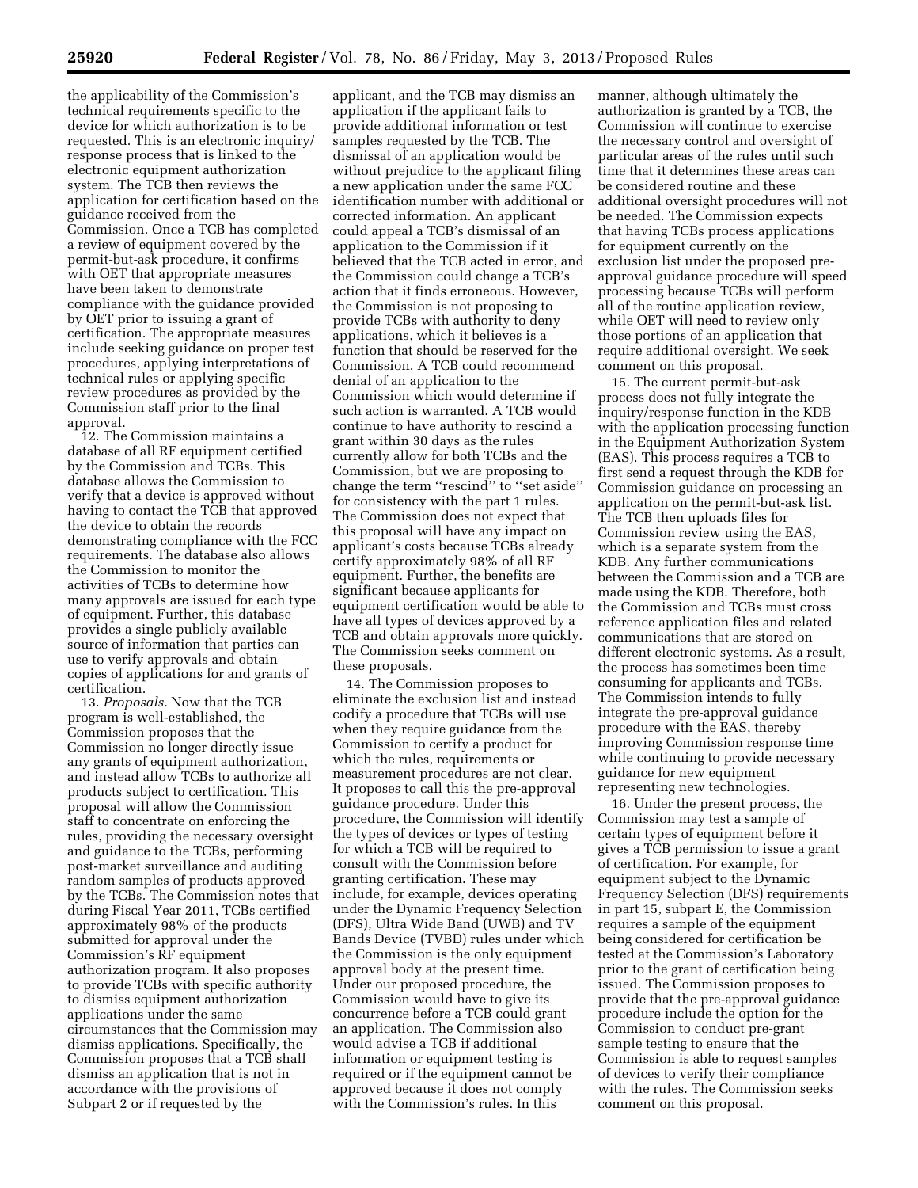the applicability of the Commission's technical requirements specific to the device for which authorization is to be requested. This is an electronic inquiry/response process that is linked to the electronic equipment authorization system. The TCB then reviews the application for certification based on the guidance received from the Commission. Once a TCB has completed a review of equipment covered by the permit-but-ask procedure, it confirms with OET that appropriate measures have been taken to demonstrate compliance with the guidance provided by OET prior to issuing a grant of certification. The appropriate measures include seeking guidance on proper test procedures, applying interpretations of technical rules or applying specific review procedures as provided by the Commission staff prior to the final approval.

12. The Commission maintains a database of all RF equipment certified by the Commission and TCBs. This database allows the Commission to verify that a device is approved without having to contact the TCB that approved the device to obtain the records demonstrating compliance with the FCC requirements. The database also allows the Commission to monitor the activities of TCBs to determine how many approvals are issued for each type of equipment. Further, this database provides a single publicly available source of information that parties can use to verify approvals and obtain copies of applications for and grants of certification.

13. *Proposals.* Now that the TCB program is well-established, the Commission proposes that the Commission no longer directly issue any grants of equipment authorization, and instead allow TCBs to authorize all products subject to certification. This proposal will allow the Commission staff to concentrate on enforcing the rules, providing the necessary oversight and guidance to the TCBs, performing post-market surveillance and auditing random samples of products approved by the TCBs. The Commission notes that during Fiscal Year 2011, TCBs certified approximately 98% of the products submitted for approval under the Commission's RF equipment authorization program. It also proposes to provide TCBs with specific authority to dismiss equipment authorization applications under the same circumstances that the Commission may dismiss applications. Specifically, the Commission proposes that a TCB shall dismiss an application that is not in accordance with the provisions of Subpart 2 or if requested by the applicant, and the TCB may dismiss an application if the applicant fails to provide additional information or test samples requested by the TCB. The dismissal of an application would be without prejudice to the applicant filing a new application under the same FCC identification number with additional or corrected information. An applicant could appeal a TCB's dismissal of an application to the Commission if it believed that the TCB acted in error, and the Commission could change a TCB's action that it finds erroneous. However, the Commission is not proposing to provide TCBs with authority to deny applications, which it believes is a function that should be reserved for the Commission. A TCB could recommend denial of an application to the Commission which would determine if such action is warranted. A TCB would continue to have authority to rescind a grant within 30 days as the rules currently allow for both TCBs and the Commission, but we are proposing to change the term ''rescind'' to ''set aside'' for consistency with the part 1 rules. The Commission does not expect that this proposal will have any impact on applicant's costs because TCBs already certify approximately 98% of all RF equipment. Further, the benefits are significant because applicants for equipment certification would be able to have all types of devices approved by a TCB and obtain approvals more quickly. The Commission seeks comment on these proposals.

14. The Commission proposes to eliminate the exclusion list and instead codify a procedure that TCBs will use when they require guidance from the Commission to certify a product for which the rules, requirements or measurement procedures are not clear. It proposes to call this the pre-approval guidance procedure. Under this procedure, the Commission will identify the types of devices or types of testing for which a TCB will be required to consult with the Commission before granting certification. These may include, for example, devices operating under the Dynamic Frequency Selection (DFS), Ultra Wide Band (UWB) and TV Bands Device (TVBD) rules under which the Commission is the only equipment approval body at the present time. Under our proposed procedure, the Commission would have to give its concurrence before a TCB could grant an application. The Commission also would advise a TCB if additional information or equipment testing is required or if the equipment cannot be approved because it does not comply with the Commission's rules. In this manner, although ultimately the authorization is granted by a TCB, the Commission will continue to exercise the necessary control and oversight of particular areas of the rules until such time that it determines these areas can be considered routine and these additional oversight procedures will not be needed. The Commission expects that having TCBs process applications for equipment currently on the exclusion list under the proposed pre-approval guidance procedure will speed processing because TCBs will perform all of the routine application review, while OET will need to review only those portions of an application that require additional oversight. We seek comment on this proposal.

15. The current permit-but-ask process does not fully integrate the inquiry/response function in the KDB with the application processing function in the Equipment Authorization System (EAS). This process requires a TCB to first send a request through the KDB for Commission guidance on processing an application on the permit-but-ask list. The TCB then uploads files for Commission review using the EAS, which is a separate system from the KDB. Any further communications between the Commission and a TCB are made using the KDB. Therefore, both the Commission and TCBs must cross reference application files and related communications that are stored on different electronic systems. As a result, the process has sometimes been time consuming for applicants and TCBs. The Commission intends to fully integrate the pre-approval guidance procedure with the EAS, thereby improving Commission response time while continuing to provide necessary guidance for new equipment representing new technologies.

16. Under the present process, the Commission may test a sample of certain types of equipment before it gives a TCB permission to issue a grant of certification. For example, for equipment subject to the Dynamic Frequency Selection (DFS) requirements in part 15, subpart E, the Commission requires a sample of the equipment being considered for certification be tested at the Commission's Laboratory prior to the grant of certification being issued. The Commission proposes to provide that the pre-approval guidance procedure include the option for the Commission to conduct pre-grant sample testing to ensure that the Commission is able to request samples of devices to verify their compliance with the rules. The Commission seeks comment on this proposal.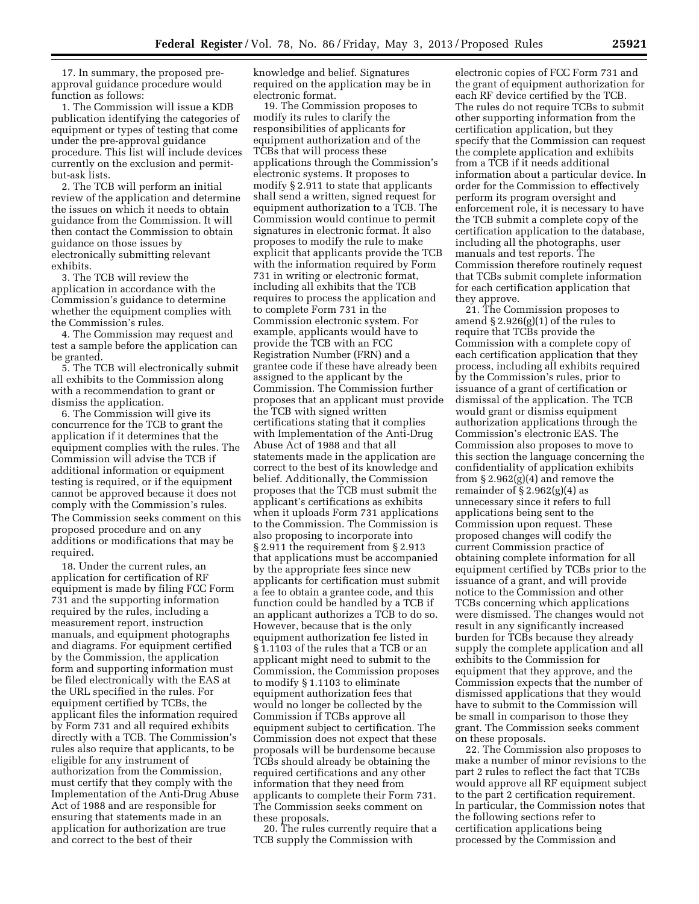17. In summary, the proposed pre-approval guidance procedure would function as follows:

1. The Commission will issue a KDB publication identifying the categories of equipment or types of testing that come under the pre-approval guidance procedure. This list will include devices currently on the exclusion and permit-but-ask lists.

2. The TCB will perform an initial review of the application and determine the issues on which it needs to obtain guidance from the Commission. It will then contact the Commission to obtain guidance on those issues by electronically submitting relevant exhibits.

3. The TCB will review the application in accordance with the Commission's guidance to determine whether the equipment complies with the Commission's rules.

4. The Commission may request and test a sample before the application can be granted.

5. The TCB will electronically submit all exhibits to the Commission along with a recommendation to grant or dismiss the application.

6. The Commission will give its concurrence for the TCB to grant the application if it determines that the equipment complies with the rules. The Commission will advise the TCB if additional information or equipment testing is required, or if the equipment cannot be approved because it does not comply with the Commission's rules.

The Commission seeks comment on this proposed procedure and on any additions or modifications that may be required.

18. Under the current rules, an application for certification of RF equipment is made by filing FCC Form 731 and the supporting information required by the rules, including a measurement report, instruction manuals, and equipment photographs and diagrams. For equipment certified by the Commission, the application form and supporting information must be filed electronically with the EAS at the URL specified in the rules. For equipment certified by TCBs, the applicant files the information required by Form 731 and all required exhibits directly with a TCB. The Commission's rules also require that applicants, to be eligible for any instrument of authorization from the Commission, must certify that they comply with the Implementation of the Anti-Drug Abuse Act of 1988 and are responsible for ensuring that statements made in an application for authorization are true and correct to the best of their knowledge and belief. Signatures required on the application may be in electronic format.

19. The Commission proposes to modify its rules to clarify the responsibilities of applicants for equipment authorization and of the TCBs that will process these applications through the Commission's electronic systems. It proposes to modify § 2.911 to state that applicants shall send a written, signed request for equipment authorization to a TCB. The Commission would continue to permit signatures in electronic format. It also proposes to modify the rule to make explicit that applicants provide the TCB with the information required by Form 731 in writing or electronic format, including all exhibits that the TCB requires to process the application and to complete Form 731 in the Commission electronic system. For example, applicants would have to provide the TCB with an FCC Registration Number (FRN) and a grantee code if these have already been assigned to the applicant by the Commission. The Commission further proposes that an applicant must provide the TCB with signed written certifications stating that it complies with Implementation of the Anti-Drug Abuse Act of 1988 and that all statements made in the application are correct to the best of its knowledge and belief. Additionally, the Commission proposes that the TCB must submit the applicant's certifications as exhibits when it uploads Form 731 applications to the Commission. The Commission is also proposing to incorporate into § 2.911 the requirement from § 2.913 that applications must be accompanied by the appropriate fees since new applicants for certification must submit a fee to obtain a grantee code, and this function could be handled by a TCB if an applicant authorizes a TCB to do so. However, because that is the only equipment authorization fee listed in § 1.1103 of the rules that a TCB or an applicant might need to submit to the Commission, the Commission proposes to modify § 1.1103 to eliminate equipment authorization fees that would no longer be collected by the Commission if TCBs approve all equipment subject to certification. The Commission does not expect that these proposals will be burdensome because TCBs should already be obtaining the required certifications and any other information that they need from applicants to complete their Form 731. The Commission seeks comment on these proposals.

20. The rules currently require that a TCB supply the Commission with electronic copies of FCC Form 731 and the grant of equipment authorization for each RF device certified by the TCB. The rules do not require TCBs to submit other supporting information from the certification application, but they specify that the Commission can request the complete application and exhibits from a TCB if it needs additional information about a particular device. In order for the Commission to effectively perform its program oversight and enforcement role, it is necessary to have the TCB submit a complete copy of the certification application to the database, including all the photographs, user manuals and test reports. The Commission therefore routinely request that TCBs submit complete information for each certification application that they approve.

21. The Commission proposes to amend § 2.926(g)(1) of the rules to require that TCBs provide the Commission with a complete copy of each certification application that they process, including all exhibits required by the Commission's rules, prior to issuance of a grant of certification or dismissal of the application. The TCB would grant or dismiss equipment authorization applications through the Commission's electronic EAS. The Commission also proposes to move to this section the language concerning the confidentiality of application exhibits from § 2.962(g)(4) and remove the remainder of § 2.962(g)(4) as unnecessary since it refers to full applications being sent to the Commission upon request. These proposed changes will codify the current Commission practice of obtaining complete information for all equipment certified by TCBs prior to the issuance of a grant, and will provide notice to the Commission and other TCBs concerning which applications were dismissed. The changes would not result in any significantly increased burden for TCBs because they already supply the complete application and all exhibits to the Commission for equipment that they approve, and the Commission expects that the number of dismissed applications that they would have to submit to the Commission will be small in comparison to those they grant. The Commission seeks comment on these proposals.

22. The Commission also proposes to make a number of minor revisions to the part 2 rules to reflect the fact that TCBs would approve all RF equipment subject to the part 2 certification requirement. In particular, the Commission notes that the following sections refer to certification applications being processed by the Commission and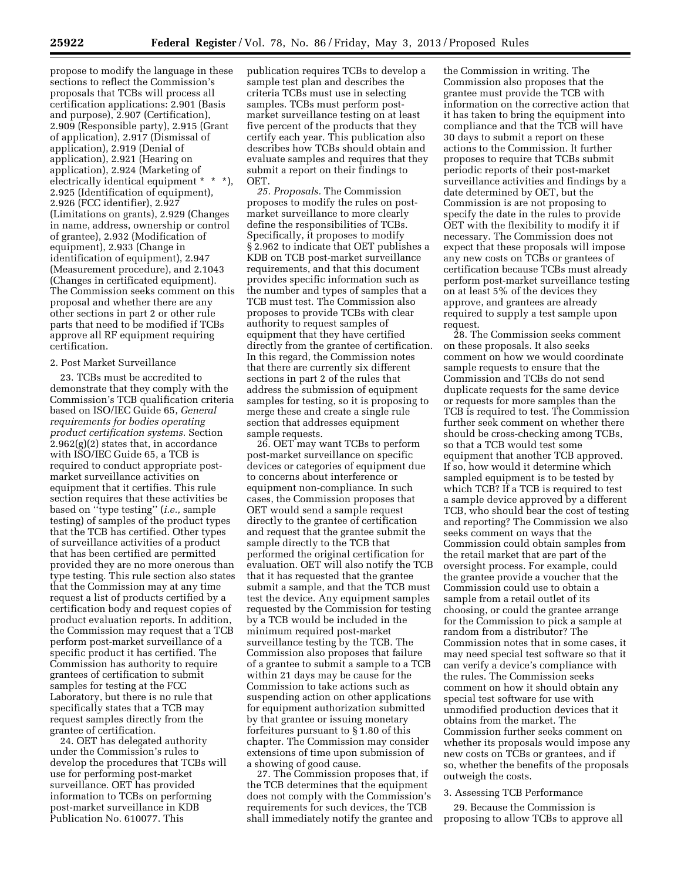propose to modify the language in these sections to reflect the Commission's proposals that TCBs will process all certification applications: 2.901 (Basis and purpose), 2.907 (Certification), 2.909 (Responsible party), 2.915 (Grant of application), 2.917 (Dismissal of application), 2.919 (Denial of application), 2.921 (Hearing on application), 2.924 (Marketing of electrically identical equipment * * *), 2.925 (Identification of equipment), 2.926 (FCC identifier), 2.927 (Limitations on grants), 2.929 (Changes in name, address, ownership or control of grantee), 2.932 (Modification of equipment), 2.933 (Change in identification of equipment), 2.947 (Measurement procedure), and 2.1043 (Changes in certificated equipment). The Commission seeks comment on this proposal and whether there are any other sections in part 2 or other rule parts that need to be modified if TCBs approve all RF equipment requiring certification.

2. Post Market Surveillance

23. TCBs must be accredited to demonstrate that they comply with the Commission's TCB qualification criteria based on ISO/IEC Guide 65, *General requirements for bodies operating product certification systems.* Section 2.962(g)(2) states that, in accordance with ISO/IEC Guide 65, a TCB is required to conduct appropriate post-market surveillance activities on equipment that it certifies. This rule section requires that these activities be based on "type testing" (*i.e.,* sample testing) of samples of the product types that the TCB has certified. Other types of surveillance activities of a product that has been certified are permitted provided they are no more onerous than type testing. This rule section also states that the Commission may at any time request a list of products certified by a certification body and request copies of product evaluation reports. In addition, the Commission may request that a TCB perform post-market surveillance of a specific product it has certified. The Commission has authority to require grantees of certification to submit samples for testing at the FCC Laboratory, but there is no rule that specifically states that a TCB may request samples directly from the grantee of certification.

24. OET has delegated authority under the Commission's rules to develop the procedures that TCBs will use for performing post-market surveillance. OET has provided information to TCBs on performing post-market surveillance in KDB Publication No. 610077. This publication requires TCBs to develop a sample test plan and describes the criteria TCBs must use in selecting samples. TCBs must perform post-market surveillance testing on at least five percent of the products that they certify each year. This publication also describes how TCBs should obtain and evaluate samples and requires that they submit a report on their findings to OET.

25. *Proposals.* The Commission proposes to modify the rules on post-market surveillance to more clearly define the responsibilities of TCBs. Specifically, it proposes to modify § 2.962 to indicate that OET publishes a KDB on TCB post-market surveillance requirements, and that this document provides specific information such as the number and types of samples that a TCB must test. The Commission also proposes to provide TCBs with clear authority to request samples of equipment that they have certified directly from the grantee of certification. In this regard, the Commission notes that there are currently six different sections in part 2 of the rules that address the submission of equipment samples for testing, so it is proposing to merge these and create a single rule section that addresses equipment sample requests.

26. OET may want TCBs to perform post-market surveillance on specific devices or categories of equipment due to concerns about interference or equipment non-compliance. In such cases, the Commission proposes that OET would send a sample request directly to the grantee of certification and request that the grantee submit the sample directly to the TCB that performed the original certification for evaluation. OET will also notify the TCB that it has requested that the grantee submit a sample, and that the TCB must test the device. Any equipment samples requested by the Commission for testing by a TCB would be included in the minimum required post-market surveillance testing by the TCB. The Commission also proposes that failure of a grantee to submit a sample to a TCB within 21 days may be cause for the Commission to take actions such as suspending action on other applications for equipment authorization submitted by that grantee or issuing monetary forfeitures pursuant to § 1.80 of this chapter. The Commission may consider extensions of time upon submission of a showing of good cause.

27. The Commission proposes that, if the TCB determines that the equipment does not comply with the Commission's requirements for such devices, the TCB shall immediately notify the grantee and the Commission in writing. The Commission also proposes that the grantee must provide the TCB with information on the corrective action that it has taken to bring the equipment into compliance and that the TCB will have 30 days to submit a report on these actions to the Commission. It further proposes to require that TCBs submit periodic reports of their post-market surveillance activities and findings by a date determined by OET, but the Commission is are not proposing to specify the date in the rules to provide OET with the flexibility to modify it if necessary. The Commission does not expect that these proposals will impose any new costs on TCBs or grantees of certification because TCBs must already perform post-market surveillance testing on at least 5% of the devices they approve, and grantees are already required to supply a test sample upon request.

28. The Commission seeks comment on these proposals. It also seeks comment on how we would coordinate sample requests to ensure that the Commission and TCBs do not send duplicate requests for the same device or requests for more samples than the TCB is required to test. The Commission further seek comment on whether there should be cross-checking among TCBs, so that a TCB would test some equipment that another TCB approved. If so, how would it determine which sampled equipment is to be tested by which TCB? If a TCB is required to test a sample device approved by a different TCB, who should bear the cost of testing and reporting? The Commission we also seeks comment on ways that the Commission could obtain samples from the retail market that are part of the oversight process. For example, could the grantee provide a voucher that the Commission could use to obtain a sample from a retail outlet of its choosing, or could the grantee arrange for the Commission to pick a sample at random from a distributor? The Commission notes that in some cases, it may need special test software so that it can verify a device's compliance with the rules. The Commission seeks comment on how it should obtain any special test software for use with unmodified production devices that it obtains from the market. The Commission further seeks comment on whether its proposals would impose any new costs on TCBs or grantees, and if so, whether the benefits of the proposals outweigh the costs.

3. Assessing TCB Performance

29. Because the Commission is proposing to allow TCBs to approve all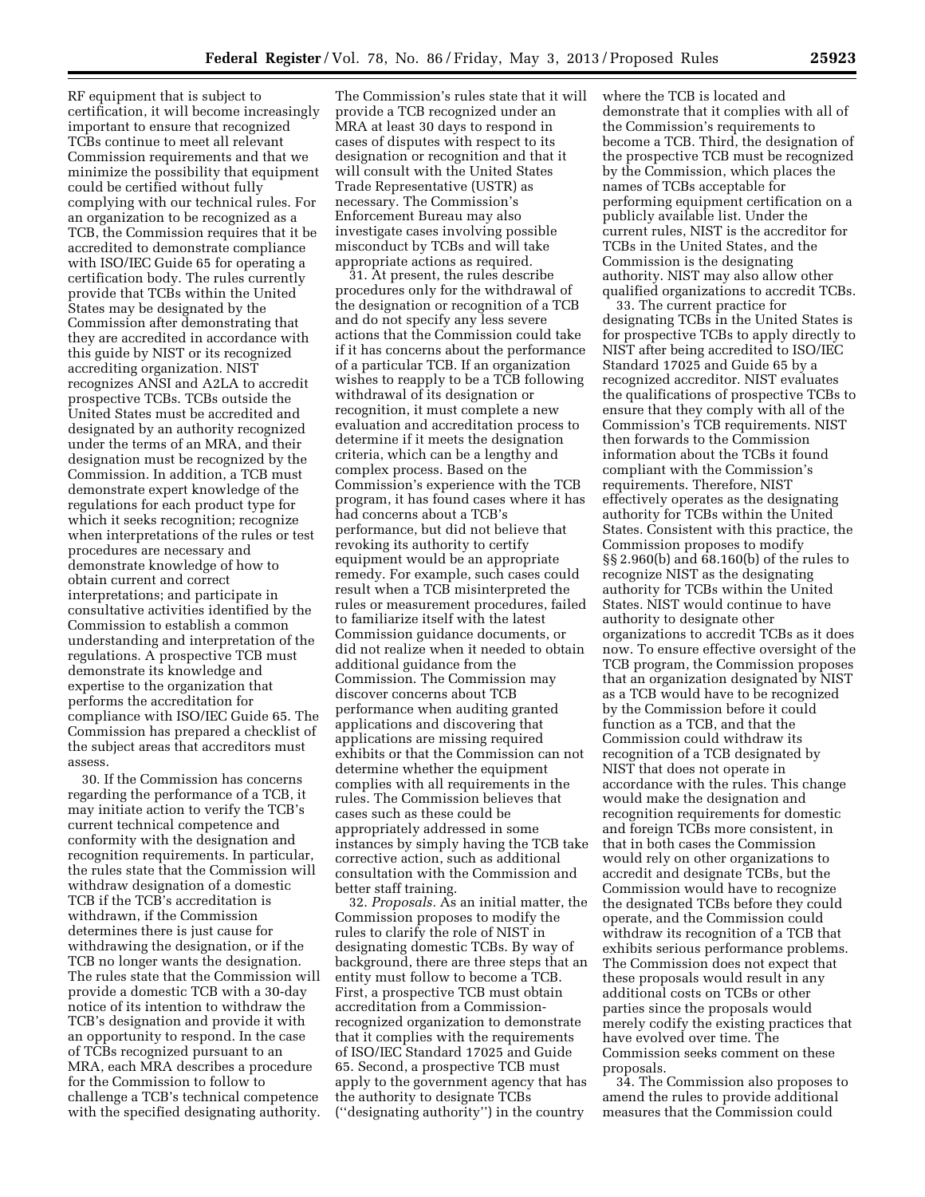RF equipment that is subject to certification, it will become increasingly important to ensure that recognized TCBs continue to meet all relevant Commission requirements and that we minimize the possibility that equipment could be certified without fully complying with our technical rules. For an organization to be recognized as a TCB, the Commission requires that it be accredited to demonstrate compliance with ISO/IEC Guide 65 for operating a certification body. The rules currently provide that TCBs within the United States may be designated by the Commission after demonstrating that they are accredited in accordance with this guide by NIST or its recognized accrediting organization. NIST recognizes ANSI and A2LA to accredit prospective TCBs. TCBs outside the United States must be accredited and designated by an authority recognized under the terms of an MRA, and their designation must be recognized by the Commission. In addition, a TCB must demonstrate expert knowledge of the regulations for each product type for which it seeks recognition; recognize when interpretations of the rules or test procedures are necessary and demonstrate knowledge of how to obtain current and correct interpretations; and participate in consultative activities identified by the Commission to establish a common understanding and interpretation of the regulations. A prospective TCB must demonstrate its knowledge and expertise to the organization that performs the accreditation for compliance with ISO/IEC Guide 65. The Commission has prepared a checklist of the subject areas that accreditors must assess.

30. If the Commission has concerns regarding the performance of a TCB, it may initiate action to verify the TCB's current technical competence and conformity with the designation and recognition requirements. In particular, the rules state that the Commission will withdraw designation of a domestic TCB if the TCB's accreditation is withdrawn, if the Commission determines there is just cause for withdrawing the designation, or if the TCB no longer wants the designation. The rules state that the Commission will provide a domestic TCB with a 30-day notice of its intention to withdraw the TCB's designation and provide it with an opportunity to respond. In the case of TCBs recognized pursuant to an MRA, each MRA describes a procedure for the Commission to follow to challenge a TCB's technical competence with the specified designating authority. The Commission's rules state that it will provide a TCB recognized under an MRA at least 30 days to respond in cases of disputes with respect to its designation or recognition and that it will consult with the United States Trade Representative (USTR) as necessary. The Commission's Enforcement Bureau may also investigate cases involving possible misconduct by TCBs and will take appropriate actions as required.

31. At present, the rules describe procedures only for the withdrawal of the designation or recognition of a TCB and do not specify any less severe actions that the Commission could take if it has concerns about the performance of a particular TCB. If an organization wishes to reapply to be a TCB following withdrawal of its designation or recognition, it must complete a new evaluation and accreditation process to determine if it meets the designation criteria, which can be a lengthy and complex process. Based on the Commission's experience with the TCB program, it has found cases where it has had concerns about a TCB's performance, but did not believe that revoking its authority to certify equipment would be an appropriate remedy. For example, such cases could result when a TCB misinterpreted the rules or measurement procedures, failed to familiarize itself with the latest Commission guidance documents, or did not realize when it needed to obtain additional guidance from the Commission. The Commission may discover concerns about TCB performance when auditing granted applications and discovering that applications are missing required exhibits or that the Commission can not determine whether the equipment complies with all requirements in the rules. The Commission believes that cases such as these could be appropriately addressed in some instances by simply having the TCB take corrective action, such as additional consultation with the Commission and better staff training.

32. *Proposals.* As an initial matter, the Commission proposes to modify the rules to clarify the role of NIST in designating domestic TCBs. By way of background, there are three steps that an entity must follow to become a TCB. First, a prospective TCB must obtain accreditation from a Commission-recognized organization to demonstrate that it complies with the requirements of ISO/IEC Standard 17025 and Guide 65. Second, a prospective TCB must apply to the government agency that has the authority to designate TCBs (''designating authority'') in the country where the TCB is located and demonstrate that it complies with all of the Commission's requirements to become a TCB. Third, the designation of the prospective TCB must be recognized by the Commission, which places the names of TCBs acceptable for performing equipment certification on a publicly available list. Under the current rules, NIST is the accreditor for TCBs in the United States, and the Commission is the designating authority. NIST may also allow other qualified organizations to accredit TCBs.

33. The current practice for designating TCBs in the United States is for prospective TCBs to apply directly to NIST after being accredited to ISO/IEC Standard 17025 and Guide 65 by a recognized accreditor. NIST evaluates the qualifications of prospective TCBs to ensure that they comply with all of the Commission's TCB requirements. NIST then forwards to the Commission information about the TCBs it found compliant with the Commission's requirements. Therefore, NIST effectively operates as the designating authority for TCBs within the United States. Consistent with this practice, the Commission proposes to modify §§ 2.960(b) and 68.160(b) of the rules to recognize NIST as the designating authority for TCBs within the United States. NIST would continue to have authority to designate other organizations to accredit TCBs as it does now. To ensure effective oversight of the TCB program, the Commission proposes that an organization designated by NIST as a TCB would have to be recognized by the Commission before it could function as a TCB, and that the Commission could withdraw its recognition of a TCB designated by NIST that does not operate in accordance with the rules. This change would make the designation and recognition requirements for domestic and foreign TCBs more consistent, in that in both cases the Commission would rely on other organizations to accredit and designate TCBs, but the Commission would have to recognize the designated TCBs before they could operate, and the Commission could withdraw its recognition of a TCB that exhibits serious performance problems. The Commission does not expect that these proposals would result in any additional costs on TCBs or other parties since the proposals would merely codify the existing practices that have evolved over time. The Commission seeks comment on these proposals.

34. The Commission also proposes to amend the rules to provide additional measures that the Commission could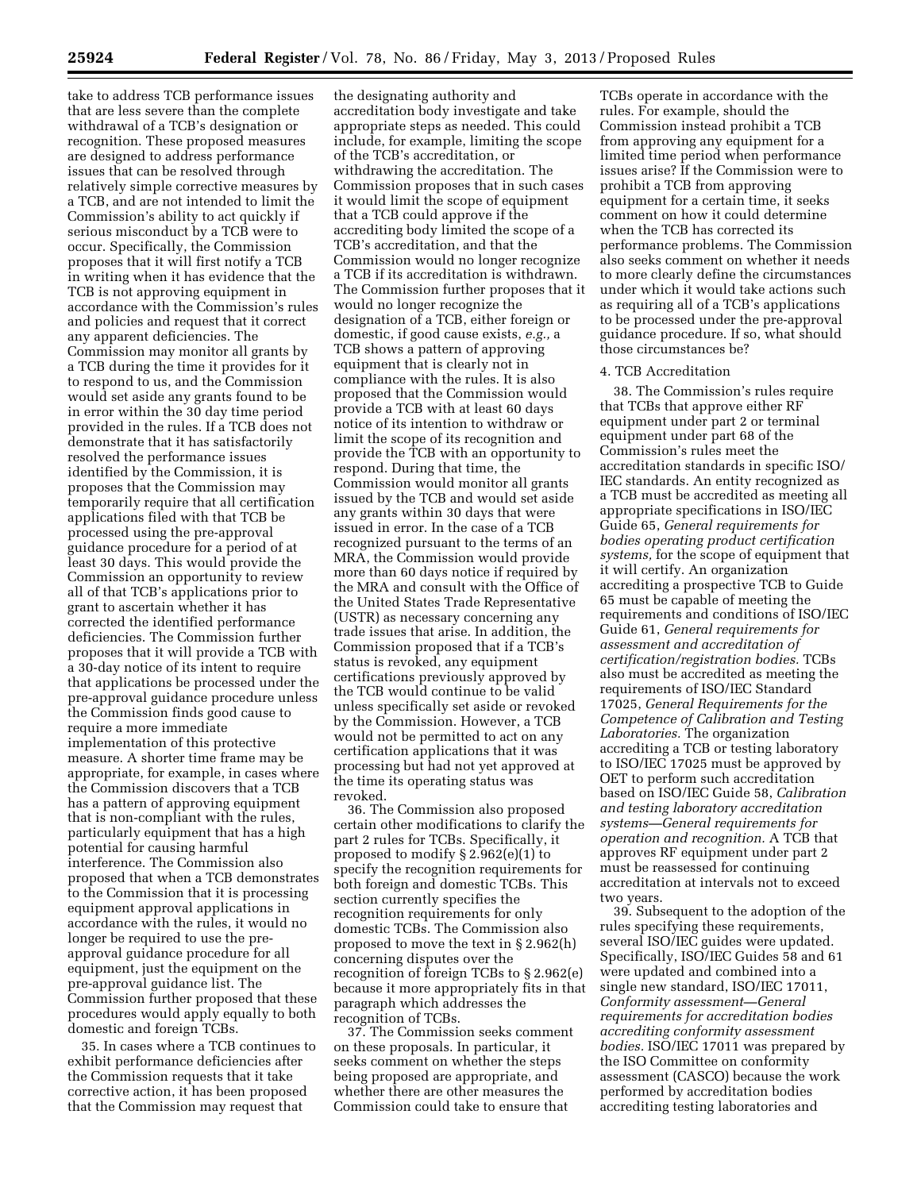take to address TCB performance issues that are less severe than the complete withdrawal of a TCB's designation or recognition. These proposed measures are designed to address performance issues that can be resolved through relatively simple corrective measures by a TCB, and are not intended to limit the Commission's ability to act quickly if serious misconduct by a TCB were to occur. Specifically, the Commission proposes that it will first notify a TCB in writing when it has evidence that the TCB is not approving equipment in accordance with the Commission's rules and policies and request that it correct any apparent deficiencies. The Commission may monitor all grants by a TCB during the time it provides for it to respond to us, and the Commission would set aside any grants found to be in error within the 30 day time period provided in the rules. If a TCB does not demonstrate that it has satisfactorily resolved the performance issues identified by the Commission, it is proposes that the Commission may temporarily require that all certification applications filed with that TCB be processed using the pre-approval guidance procedure for a period of at least 30 days. This would provide the Commission an opportunity to review all of that TCB's applications prior to grant to ascertain whether it has corrected the identified performance deficiencies. The Commission further proposes that it will provide a TCB with a 30-day notice of its intent to require that applications be processed under the pre-approval guidance procedure unless the Commission finds good cause to require a more immediate implementation of this protective measure. A shorter time frame may be appropriate, for example, in cases where the Commission discovers that a TCB has a pattern of approving equipment that is non-compliant with the rules, particularly equipment that has a high potential for causing harmful interference. The Commission also proposed that when a TCB demonstrates to the Commission that it is processing equipment approval applications in accordance with the rules, it would no longer be required to use the pre-approval guidance procedure for all equipment, just the equipment on the pre-approval guidance list. The Commission further proposed that these procedures would apply equally to both domestic and foreign TCBs.

35. In cases where a TCB continues to exhibit performance deficiencies after the Commission requests that it take corrective action, it has been proposed that the Commission may request that the designating authority and accreditation body investigate and take appropriate steps as needed. This could include, for example, limiting the scope of the TCB's accreditation, or withdrawing the accreditation. The Commission proposes that in such cases it would limit the scope of equipment that a TCB could approve if the accrediting body limited the scope of a TCB's accreditation, and that the Commission would no longer recognize a TCB if its accreditation is withdrawn. The Commission further proposes that it would no longer recognize the designation of a TCB, either foreign or domestic, if good cause exists, *e.g.,* a TCB shows a pattern of approving equipment that is clearly not in compliance with the rules. It is also proposed that the Commission would provide a TCB with at least 60 days notice of its intention to withdraw or limit the scope of its recognition and provide the TCB with an opportunity to respond. During that time, the Commission would monitor all grants issued by the TCB and would set aside any grants within 30 days that were issued in error. In the case of a TCB recognized pursuant to the terms of an MRA, the Commission would provide more than 60 days notice if required by the MRA and consult with the Office of the United States Trade Representative (USTR) as necessary concerning any trade issues that arise. In addition, the Commission proposed that if a TCB's status is revoked, any equipment certifications previously approved by the TCB would continue to be valid unless specifically set aside or revoked by the Commission. However, a TCB would not be permitted to act on any certification applications that it was processing but had not yet approved at the time its operating status was revoked.

36. The Commission also proposed certain other modifications to clarify the part 2 rules for TCBs. Specifically, it proposed to modify § 2.962(e)(1) to specify the recognition requirements for both foreign and domestic TCBs. This section currently specifies the recognition requirements for only domestic TCBs. The Commission also proposed to move the text in § 2.962(h) concerning disputes over the recognition of foreign TCBs to § 2.962(e) because it more appropriately fits in that paragraph which addresses the recognition of TCBs.

37. The Commission seeks comment on these proposals. In particular, it seeks comment on whether the steps being proposed are appropriate, and whether there are other measures the Commission could take to ensure that TCBs operate in accordance with the rules. For example, should the Commission instead prohibit a TCB from approving any equipment for a limited time period when performance issues arise? If the Commission were to prohibit a TCB from approving equipment for a certain time, it seeks comment on how it could determine when the TCB has corrected its performance problems. The Commission also seeks comment on whether it needs to more clearly define the circumstances under which it would take actions such as requiring all of a TCB's applications to be processed under the pre-approval guidance procedure. If so, what should those circumstances be?

4. TCB Accreditation

38. The Commission's rules require that TCBs that approve either RF equipment under part 2 or terminal equipment under part 68 of the Commission's rules meet the accreditation standards in specific ISO/IEC standards. An entity recognized as a TCB must be accredited as meeting all appropriate specifications in ISO/IEC Guide 65, *General requirements for bodies operating product certification systems,* for the scope of equipment that it will certify. An organization accrediting a prospective TCB to Guide 65 must be capable of meeting the requirements and conditions of ISO/IEC Guide 61, *General requirements for assessment and accreditation of certification/registration bodies.* TCBs also must be accredited as meeting the requirements of ISO/IEC Standard 17025, *General Requirements for the Competence of Calibration and Testing Laboratories.* The organization accrediting a TCB or testing laboratory to ISO/IEC 17025 must be approved by OET to perform such accreditation based on ISO/IEC Guide 58, *Calibration and testing laboratory accreditation systems—General requirements for operation and recognition.* A TCB that approves RF equipment under part 2 must be reassessed for continuing accreditation at intervals not to exceed two years.

39. Subsequent to the adoption of the rules specifying these requirements, several ISO/IEC guides were updated. Specifically, ISO/IEC Guides 58 and 61 were updated and combined into a single new standard, ISO/IEC 17011, *Conformity assessment—General requirements for accreditation bodies accrediting conformity assessment bodies.* ISO/IEC 17011 was prepared by the ISO Committee on conformity assessment (CASCO) because the work performed by accreditation bodies accrediting testing laboratories and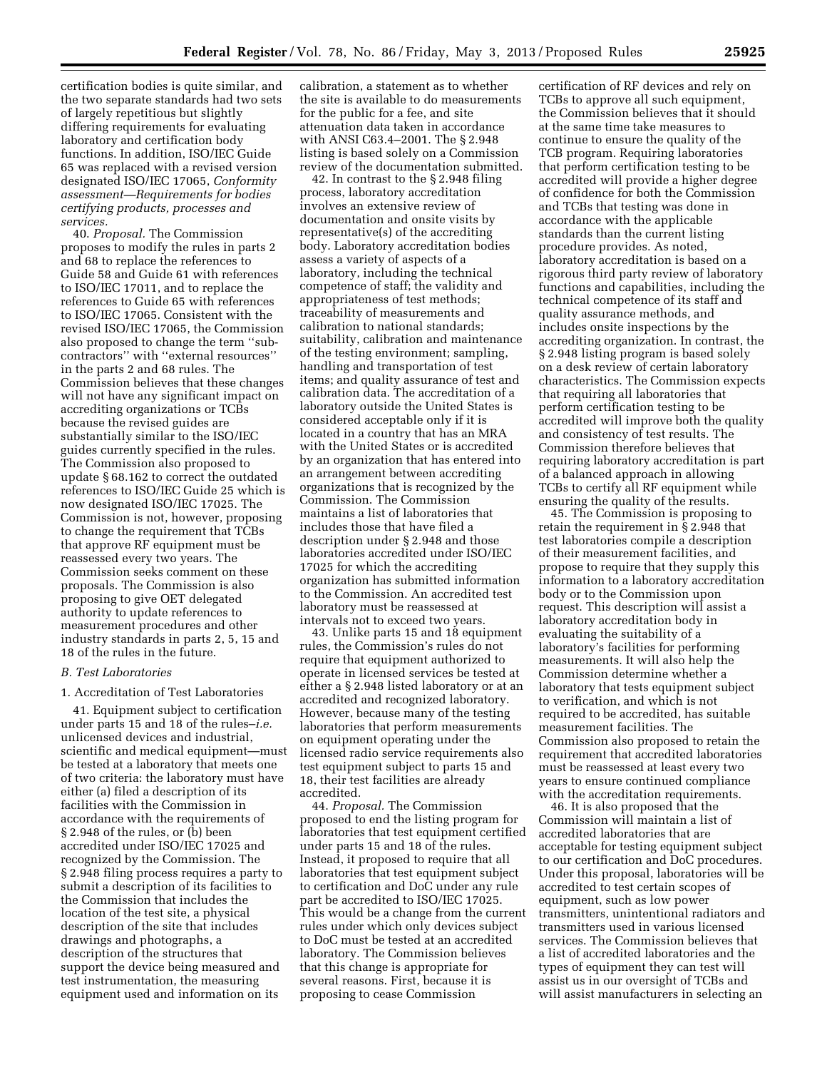certification bodies is quite similar, and the two separate standards had two sets of largely repetitious but slightly differing requirements for evaluating laboratory and certification body functions. In addition, ISO/IEC Guide 65 was replaced with a revised version designated ISO/IEC 17065, *Conformity assessment—Requirements for bodies certifying products, processes and services.*

40. *Proposal.* The Commission proposes to modify the rules in parts 2 and 68 to replace the references to Guide 58 and Guide 61 with references to ISO/IEC 17011, and to replace the references to Guide 65 with references to ISO/IEC 17065. Consistent with the revised ISO/IEC 17065, the Commission also proposed to change the term ''sub-contractors'' with ''external resources'' in the parts 2 and 68 rules. The Commission believes that these changes will not have any significant impact on accrediting organizations or TCBs because the revised guides are substantially similar to the ISO/IEC guides currently specified in the rules. The Commission also proposed to update § 68.162 to correct the outdated references to ISO/IEC Guide 25 which is now designated ISO/IEC 17025. The Commission is not, however, proposing to change the requirement that TCBs that approve RF equipment must be reassessed every two years. The Commission seeks comment on these proposals. The Commission is also proposing to give OET delegated authority to update references to measurement procedures and other industry standards in parts 2, 5, 15 and 18 of the rules in the future.

## *B. Test Laboratories*

### 1. Accreditation of Test Laboratories

41. Equipment subject to certification under parts 15 and 18 of the rules–*i.e.* unlicensed devices and industrial, scientific and medical equipment—must be tested at a laboratory that meets one of two criteria: the laboratory must have either (a) filed a description of its facilities with the Commission in accordance with the requirements of § 2.948 of the rules, or (b) been accredited under ISO/IEC 17025 and recognized by the Commission. The § 2.948 filing process requires a party to submit a description of its facilities to the Commission that includes the location of the test site, a physical description of the site that includes drawings and photographs, a description of the structures that support the device being measured and test instrumentation, the measuring equipment used and information on its calibration, a statement as to whether the site is available to do measurements for the public for a fee, and site attenuation data taken in accordance with ANSI C63.4–2001. The § 2.948 listing is based solely on a Commission review of the documentation submitted.

42. In contrast to the § 2.948 filing process, laboratory accreditation involves an extensive review of documentation and onsite visits by representative(s) of the accrediting body. Laboratory accreditation bodies assess a variety of aspects of a laboratory, including the technical competence of staff; the validity and appropriateness of test methods; traceability of measurements and calibration to national standards; suitability, calibration and maintenance of the testing environment; sampling, handling and transportation of test items; and quality assurance of test and calibration data. The accreditation of a laboratory outside the United States is considered acceptable only if it is located in a country that has an MRA with the United States or is accredited by an organization that has entered into an arrangement between accrediting organizations that is recognized by the Commission. The Commission maintains a list of laboratories that includes those that have filed a description under § 2.948 and those laboratories accredited under ISO/IEC 17025 for which the accrediting organization has submitted information to the Commission. An accredited test laboratory must be reassessed at intervals not to exceed two years.

43. Unlike parts 15 and 18 equipment rules, the Commission's rules do not require that equipment authorized to operate in licensed services be tested at either a § 2.948 listed laboratory or at an accredited and recognized laboratory. However, because many of the testing laboratories that perform measurements on equipment operating under the licensed radio service requirements also test equipment subject to parts 15 and 18, their test facilities are already accredited.

44. *Proposal.* The Commission proposed to end the listing program for laboratories that test equipment certified under parts 15 and 18 of the rules. Instead, it proposed to require that all laboratories that test equipment subject to certification and DoC under any rule part be accredited to ISO/IEC 17025. This would be a change from the current rules under which only devices subject to DoC must be tested at an accredited laboratory. The Commission believes that this change is appropriate for several reasons. First, because it is proposing to cease Commission certification of RF devices and rely on TCBs to approve all such equipment, the Commission believes that it should at the same time take measures to continue to ensure the quality of the TCB program. Requiring laboratories that perform certification testing to be accredited will provide a higher degree of confidence for both the Commission and TCBs that testing was done in accordance with the applicable standards than the current listing procedure provides. As noted, laboratory accreditation is based on a rigorous third party review of laboratory functions and capabilities, including the technical competence of its staff and quality assurance methods, and includes onsite inspections by the accrediting organization. In contrast, the § 2.948 listing program is based solely on a desk review of certain laboratory characteristics. The Commission expects that requiring all laboratories that perform certification testing to be accredited will improve both the quality and consistency of test results. The Commission therefore believes that requiring laboratory accreditation is part of a balanced approach in allowing TCBs to certify all RF equipment while ensuring the quality of the results.

45. The Commission is proposing to retain the requirement in § 2.948 that test laboratories compile a description of their measurement facilities, and propose to require that they supply this information to a laboratory accreditation body or to the Commission upon request. This description will assist a laboratory accreditation body in evaluating the suitability of a laboratory's facilities for performing measurements. It will also help the Commission determine whether a laboratory that tests equipment subject to verification, and which is not required to be accredited, has suitable measurement facilities. The Commission also proposed to retain the requirement that accredited laboratories must be reassessed at least every two years to ensure continued compliance with the accreditation requirements.

46. It is also proposed that the Commission will maintain a list of accredited laboratories that are acceptable for testing equipment subject to our certification and DoC procedures. Under this proposal, laboratories will be accredited to test certain scopes of equipment, such as low power transmitters, unintentional radiators and transmitters used in various licensed services. The Commission believes that a list of accredited laboratories and the types of equipment they can test will assist us in our oversight of TCBs and will assist manufacturers in selecting an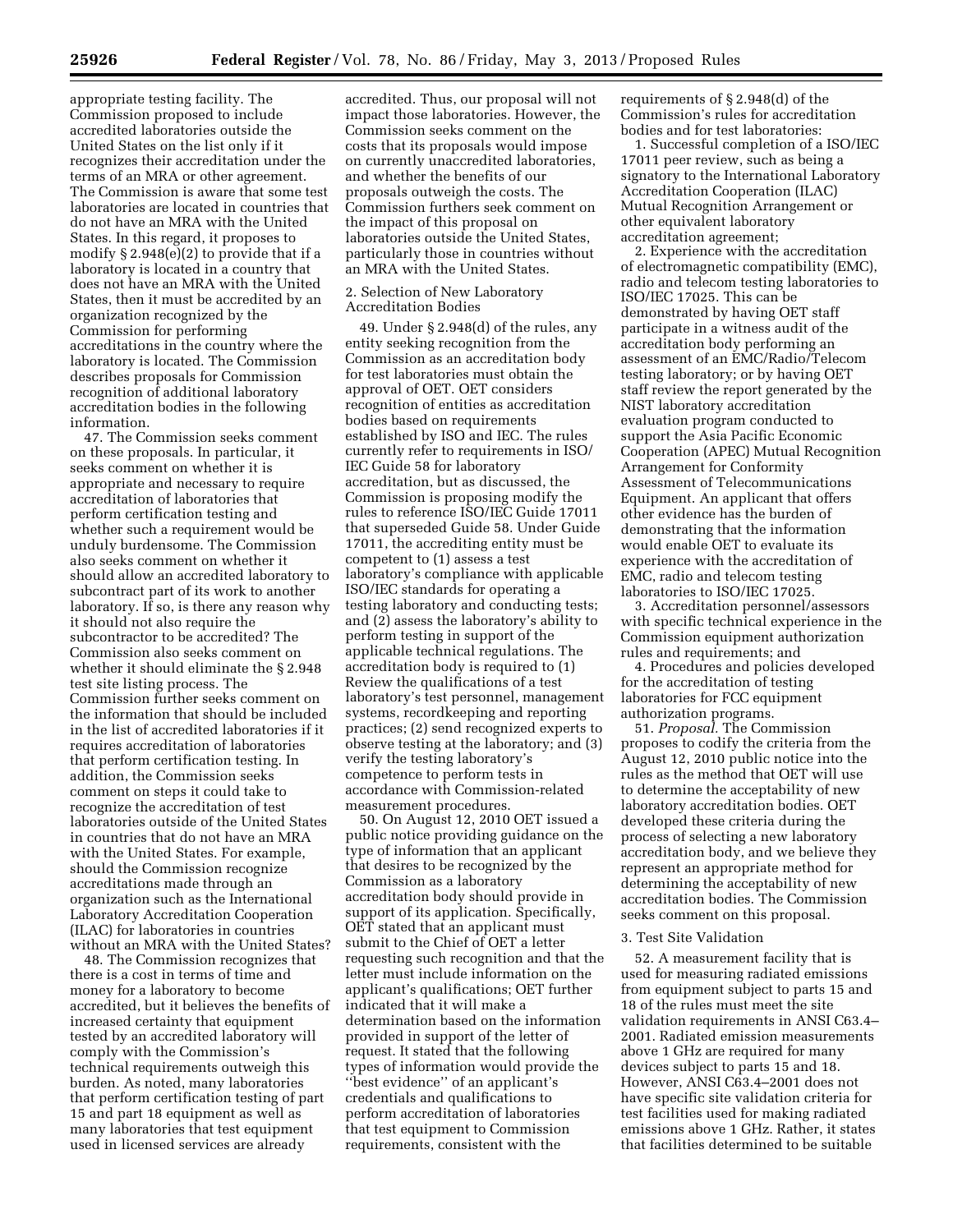appropriate testing facility. The Commission proposed to include accredited laboratories outside the United States on the list only if it recognizes their accreditation under the terms of an MRA or other agreement. The Commission is aware that some test laboratories are located in countries that do not have an MRA with the United States. In this regard, it proposes to modify § 2.948(e)(2) to provide that if a laboratory is located in a country that does not have an MRA with the United States, then it must be accredited by an organization recognized by the Commission for performing accreditations in the country where the laboratory is located. The Commission describes proposals for Commission recognition of additional laboratory accreditation bodies in the following information.

47. The Commission seeks comment on these proposals. In particular, it seeks comment on whether it is appropriate and necessary to require accreditation of laboratories that perform certification testing and whether such a requirement would be unduly burdensome. The Commission also seeks comment on whether it should allow an accredited laboratory to subcontract part of its work to another laboratory. If so, is there any reason why it should not also require the subcontractor to be accredited? The Commission also seeks comment on whether it should eliminate the § 2.948 test site listing process. The Commission further seeks comment on the information that should be included in the list of accredited laboratories if it requires accreditation of laboratories that perform certification testing. In addition, the Commission seeks comment on steps it could take to recognize the accreditation of test laboratories outside of the United States in countries that do not have an MRA with the United States. For example, should the Commission recognize accreditations made through an organization such as the International Laboratory Accreditation Cooperation (ILAC) for laboratories in countries without an MRA with the United States?

48. The Commission recognizes that there is a cost in terms of time and money for a laboratory to become accredited, but it believes the benefits of increased certainty that equipment tested by an accredited laboratory will comply with the Commission's technical requirements outweigh this burden. As noted, many laboratories that perform certification testing of part 15 and part 18 equipment as well as many laboratories that test equipment used in licensed services are already accredited. Thus, our proposal will not impact those laboratories. However, the Commission seeks comment on the costs that its proposals would impose on currently unaccredited laboratories, and whether the benefits of our proposals outweigh the costs. The Commission furthers seek comment on the impact of this proposal on laboratories outside the United States, particularly those in countries without an MRA with the United States.

2. Selection of New Laboratory Accreditation Bodies

49. Under § 2.948(d) of the rules, any entity seeking recognition from the Commission as an accreditation body for test laboratories must obtain the approval of OET. OET considers recognition of entities as accreditation bodies based on requirements established by ISO and IEC. The rules currently refer to requirements in ISO/IEC Guide 58 for laboratory accreditation, but as discussed, the Commission is proposing modify the rules to reference ISO/IEC Guide 17011 that superseded Guide 58. Under Guide 17011, the accrediting entity must be competent to (1) assess a test laboratory's compliance with applicable ISO/IEC standards for operating a testing laboratory and conducting tests; and (2) assess the laboratory's ability to perform testing in support of the applicable technical regulations. The accreditation body is required to (1) Review the qualifications of a test laboratory's test personnel, management systems, recordkeeping and reporting practices; (2) send recognized experts to observe testing at the laboratory; and (3) verify the testing laboratory's competence to perform tests in accordance with Commission-related measurement procedures.

50. On August 12, 2010 OET issued a public notice providing guidance on the type of information that an applicant that desires to be recognized by the Commission as a laboratory accreditation body should provide in support of its application. Specifically, OET stated that an applicant must submit to the Chief of OET a letter requesting such recognition and that the letter must include information on the applicant's qualifications; OET further indicated that it will make a determination based on the information provided in support of the letter of request. It stated that the following types of information would provide the "best evidence" of an applicant's credentials and qualifications to perform accreditation of laboratories that test equipment to Commission requirements, consistent with the requirements of § 2.948(d) of the Commission's rules for accreditation bodies and for test laboratories:

1. Successful completion of a ISO/IEC 17011 peer review, such as being a signatory to the International Laboratory Accreditation Cooperation (ILAC) Mutual Recognition Arrangement or other equivalent laboratory accreditation agreement;

2. Experience with the accreditation of electromagnetic compatibility (EMC), radio and telecom testing laboratories to ISO/IEC 17025. This can be demonstrated by having OET staff participate in a witness audit of the accreditation body performing an assessment of an EMC/Radio/Telecom testing laboratory; or by having OET staff review the report generated by the NIST laboratory accreditation evaluation program conducted to support the Asia Pacific Economic Cooperation (APEC) Mutual Recognition Arrangement for Conformity Assessment of Telecommunications Equipment. An applicant that offers other evidence has the burden of demonstrating that the information would enable OET to evaluate its experience with the accreditation of EMC, radio and telecom testing laboratories to ISO/IEC 17025.

3. Accreditation personnel/assessors with specific technical experience in the Commission equipment authorization rules and requirements; and

4. Procedures and policies developed for the accreditation of testing laboratories for FCC equipment authorization programs.

51. *Proposal.* The Commission proposes to codify the criteria from the August 12, 2010 public notice into the rules as the method that OET will use to determine the acceptability of new laboratory accreditation bodies. OET developed these criteria during the process of selecting a new laboratory accreditation body, and we believe they represent an appropriate method for determining the acceptability of new accreditation bodies. The Commission seeks comment on this proposal.

3. Test Site Validation

52. A measurement facility that is used for measuring radiated emissions from equipment subject to parts 15 and 18 of the rules must meet the site validation requirements in ANSI C63.4–2001. Radiated emission measurements above 1 GHz are required for many devices subject to parts 15 and 18. However, ANSI C63.4–2001 does not have specific site validation criteria for test facilities used for making radiated emissions above 1 GHz. Rather, it states that facilities determined to be suitable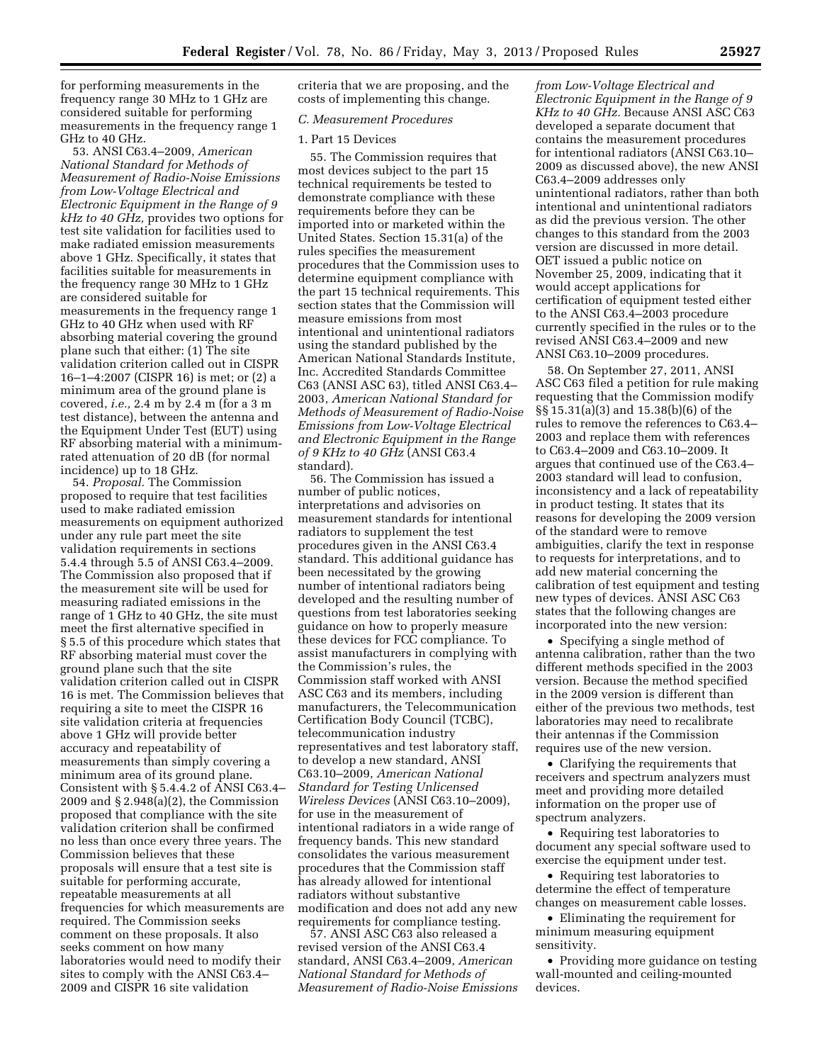for performing measurements in the frequency range 30 MHz to 1 GHz are considered suitable for performing measurements in the frequency range 1 GHz to 40 GHz.

53. ANSI C63.4–2009, *American National Standard for Methods of Measurement of Radio-Noise Emissions from Low-Voltage Electrical and Electronic Equipment in the Range of 9 kHz to 40 GHz,* provides two options for test site validation for facilities used to make radiated emission measurements above 1 GHz. Specifically, it states that facilities suitable for measurements in the frequency range 30 MHz to 1 GHz are considered suitable for measurements in the frequency range 1 GHz to 40 GHz when used with RF absorbing material covering the ground plane such that either: (1) The site validation criterion called out in CISPR 16–1–4:2007 (CISPR 16) is met; or (2) a minimum area of the ground plane is covered, *i.e.,* 2.4 m by 2.4 m (for a 3 m test distance), between the antenna and the Equipment Under Test (EUT) using RF absorbing material with a minimum-rated attenuation of 20 dB (for normal incidence) up to 18 GHz.

54. *Proposal.* The Commission proposed to require that test facilities used to make radiated emission measurements on equipment authorized under any rule part meet the site validation requirements in sections 5.4.4 through 5.5 of ANSI C63.4–2009. The Commission also proposed that if the measurement site will be used for measuring radiated emissions in the range of 1 GHz to 40 GHz, the site must meet the first alternative specified in § 5.5 of this procedure which states that RF absorbing material must cover the ground plane such that the site validation criterion called out in CISPR 16 is met. The Commission believes that requiring a site to meet the CISPR 16 site validation criteria at frequencies above 1 GHz will provide better accuracy and repeatability of measurements than simply covering a minimum area of its ground plane. Consistent with § 5.4.4.2 of ANSI C63.4–2009 and § 2.948(a)(2), the Commission proposed that compliance with the site validation criterion shall be confirmed no less than once every three years. The Commission believes that these proposals will ensure that a test site is suitable for performing accurate, repeatable measurements at all frequencies for which measurements are required. The Commission seeks comment on these proposals. It also seeks comment on how many laboratories would need to modify their sites to comply with the ANSI C63.4–2009 and CISPR 16 site validation criteria that we are proposing, and the costs of implementing this change.

### *C. Measurement Procedures*

#### 1. Part 15 Devices

55. The Commission requires that most devices subject to the part 15 technical requirements be tested to demonstrate compliance with these requirements before they can be imported into or marketed within the United States. Section 15.31(a) of the rules specifies the measurement procedures that the Commission uses to determine equipment compliance with the part 15 technical requirements. This section states that the Commission will measure emissions from most intentional and unintentional radiators using the standard published by the American National Standards Institute, Inc. Accredited Standards Committee C63 (ANSI ASC 63), titled ANSI C63.4–2003, *American National Standard for Methods of Measurement of Radio-Noise Emissions from Low-Voltage Electrical and Electronic Equipment in the Range of 9 KHz to 40 GHz* (ANSI C63.4 standard).

56. The Commission has issued a number of public notices, interpretations and advisories on measurement standards for intentional radiators to supplement the test procedures given in the ANSI C63.4 standard. This additional guidance has been necessitated by the growing number of intentional radiators being developed and the resulting number of questions from test laboratories seeking guidance on how to properly measure these devices for FCC compliance. To assist manufacturers in complying with the Commission's rules, the Commission staff worked with ANSI ASC C63 and its members, including manufacturers, the Telecommunication Certification Body Council (TCBC), telecommunication industry representatives and test laboratory staff, to develop a new standard, ANSI C63.10–2009, *American National Standard for Testing Unlicensed Wireless Devices* (ANSI C63.10–2009), for use in the measurement of intentional radiators in a wide range of frequency bands. This new standard consolidates the various measurement procedures that the Commission staff has already allowed for intentional radiators without substantive modification and does not add any new requirements for compliance testing.

57. ANSI ASC C63 also released a revised version of the ANSI C63.4 standard, ANSI C63.4–2009, *American National Standard for Methods of Measurement of Radio-Noise Emissions from Low-Voltage Electrical and Electronic Equipment in the Range of 9 KHz to 40 GHz.* Because ANSI ASC C63 developed a separate document that contains the measurement procedures for intentional radiators (ANSI C63.10–2009 as discussed above), the new ANSI C63.4–2009 addresses only unintentional radiators, rather than both intentional and unintentional radiators as did the previous version. The other changes to this standard from the 2003 version are discussed in more detail. OET issued a public notice on November 25, 2009, indicating that it would accept applications for certification of equipment tested either to the ANSI C63.4–2003 procedure currently specified in the rules or to the revised ANSI C63.4–2009 and new ANSI C63.10–2009 procedures.

58. On September 27, 2011, ANSI ASC C63 filed a petition for rule making requesting that the Commission modify §§ 15.31(a)(3) and 15.38(b)(6) of the rules to remove the references to C63.4–2003 and replace them with references to C63.4–2009 and C63.10–2009. It argues that continued use of the C63.4–2003 standard will lead to confusion, inconsistency and a lack of repeatability in product testing. It states that its reasons for developing the 2009 version of the standard were to remove ambiguities, clarify the text in response to requests for interpretations, and to add new material concerning the calibration of test equipment and testing new types of devices. ANSI ASC C63 states that the following changes are incorporated into the new version:

- Specifying a single method of antenna calibration, rather than the two different methods specified in the 2003 version. Because the method specified in the 2009 version is different than either of the previous two methods, test laboratories may need to recalibrate their antennas if the Commission requires use of the new version.
- Clarifying the requirements that receivers and spectrum analyzers must meet and providing more detailed information on the proper use of spectrum analyzers.
- Requiring test laboratories to document any special software used to exercise the equipment under test.
- Requiring test laboratories to determine the effect of temperature changes on measurement cable losses.
- Eliminating the requirement for minimum measuring equipment sensitivity.
- Providing more guidance on testing wall-mounted and ceiling-mounted devices.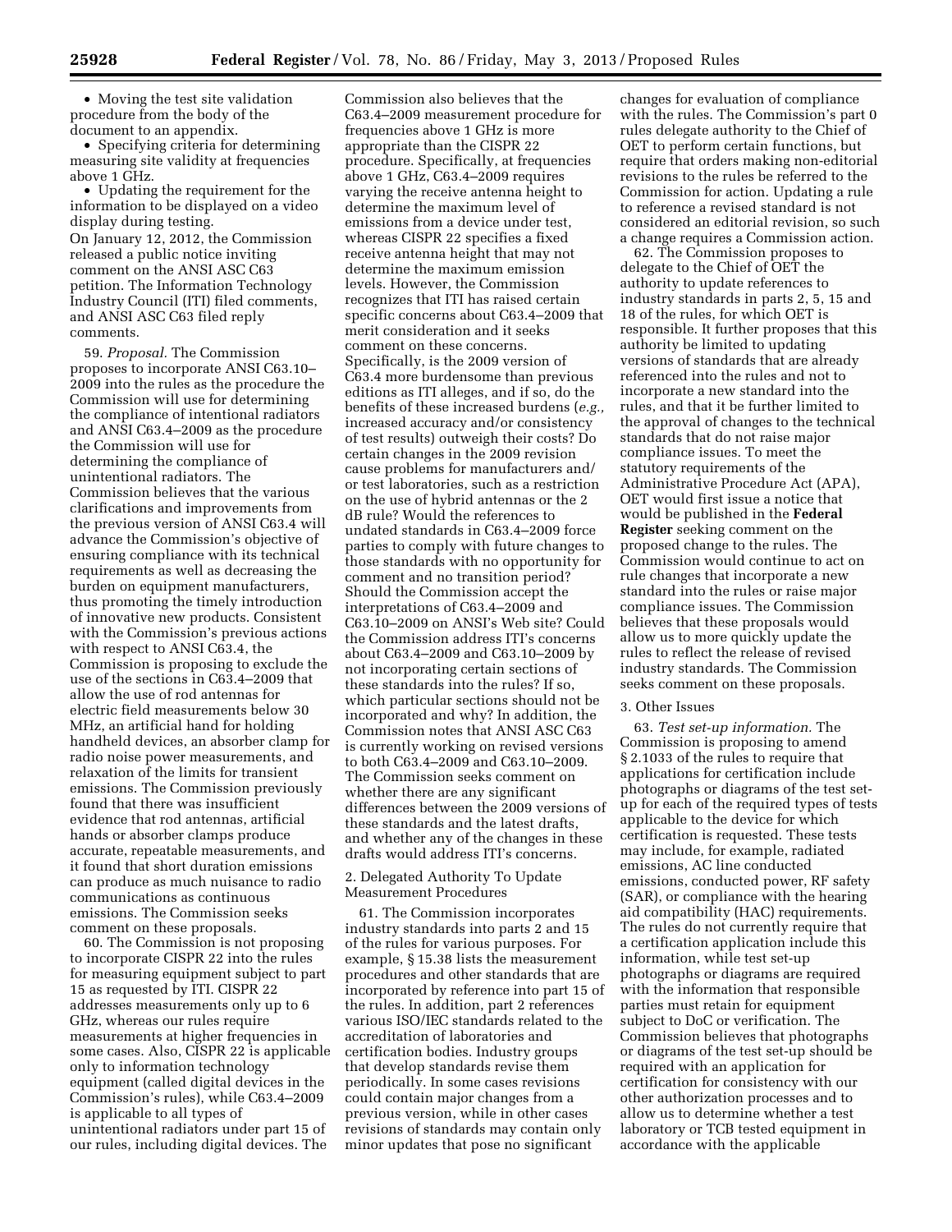- Moving the test site validation procedure from the body of the document to an appendix.
- Specifying criteria for determining measuring site validity at frequencies above 1 GHz.
- Updating the requirement for the information to be displayed on a video display during testing.

On January 12, 2012, the Commission released a public notice inviting comment on the ANSI ASC C63 petition. The Information Technology Industry Council (ITI) filed comments, and ANSI ASC C63 filed reply comments.

59. *Proposal.* The Commission proposes to incorporate ANSI C63.10–2009 into the rules as the procedure the Commission will use for determining the compliance of intentional radiators and ANSI C63.4–2009 as the procedure the Commission will use for determining the compliance of unintentional radiators. The Commission believes that the various clarifications and improvements from the previous version of ANSI C63.4 will advance the Commission's objective of ensuring compliance with its technical requirements as well as decreasing the burden on equipment manufacturers, thus promoting the timely introduction of innovative new products. Consistent with the Commission's previous actions with respect to ANSI C63.4, the Commission is proposing to exclude the use of the sections in C63.4–2009 that allow the use of rod antennas for electric field measurements below 30 MHz, an artificial hand for holding handheld devices, an absorber clamp for radio noise power measurements, and relaxation of the limits for transient emissions. The Commission previously found that there was insufficient evidence that rod antennas, artificial hands or absorber clamps produce accurate, repeatable measurements, and it found that short duration emissions can produce as much nuisance to radio communications as continuous emissions. The Commission seeks comment on these proposals.

60. The Commission is not proposing to incorporate CISPR 22 into the rules for measuring equipment subject to part 15 as requested by ITI. CISPR 22 addresses measurements only up to 6 GHz, whereas our rules require measurements at higher frequencies in some cases. Also, CISPR 22 is applicable only to information technology equipment (called digital devices in the Commission's rules), while C63.4–2009 is applicable to all types of unintentional radiators under part 15 of our rules, including digital devices. The Commission also believes that the C63.4–2009 measurement procedure for frequencies above 1 GHz is more appropriate than the CISPR 22 procedure. Specifically, at frequencies above 1 GHz, C63.4–2009 requires varying the receive antenna height to determine the maximum level of emissions from a device under test, whereas CISPR 22 specifies a fixed receive antenna height that may not determine the maximum emission levels. However, the Commission recognizes that ITI has raised certain specific concerns about C63.4–2009 that merit consideration and it seeks comment on these concerns. Specifically, is the 2009 version of C63.4 more burdensome than previous editions as ITI alleges, and if so, do the benefits of these increased burdens (*e.g.,* increased accuracy and/or consistency of test results) outweigh their costs? Do certain changes in the 2009 revision cause problems for manufacturers and/or test laboratories, such as a restriction on the use of hybrid antennas or the 2 dB rule? Would the references to undated standards in C63.4–2009 force parties to comply with future changes to those standards with no opportunity for comment and no transition period? Should the Commission accept the interpretations of C63.4–2009 and C63.10–2009 on ANSI's Web site? Could the Commission address ITI's concerns about C63.4–2009 and C63.10–2009 by not incorporating certain sections of these standards into the rules? If so, which particular sections should not be incorporated and why? In addition, the Commission notes that ANSI ASC C63 is currently working on revised versions to both C63.4–2009 and C63.10–2009. The Commission seeks comment on whether there are any significant differences between the 2009 versions of these standards and the latest drafts, and whether any of the changes in these drafts would address ITI's concerns.

2. Delegated Authority To Update Measurement Procedures

61. The Commission incorporates industry standards into parts 2 and 15 of the rules for various purposes. For example, § 15.38 lists the measurement procedures and other standards that are incorporated by reference into part 15 of the rules. In addition, part 2 references various ISO/IEC standards related to the accreditation of laboratories and certification bodies. Industry groups that develop standards revise them periodically. In some cases revisions could contain major changes from a previous version, while in other cases revisions of standards may contain only minor updates that pose no significant changes for evaluation of compliance with the rules. The Commission's part 0 rules delegate authority to the Chief of OET to perform certain functions, but require that orders making non-editorial revisions to the rules be referred to the Commission for action. Updating a rule to reference a revised standard is not considered an editorial revision, so such a change requires a Commission action.

62. The Commission proposes to delegate to the Chief of OET the authority to update references to industry standards in parts 2, 5, 15 and 18 of the rules, for which OET is responsible. It further proposes that this authority be limited to updating versions of standards that are already referenced into the rules and not to incorporate a new standard into the rules, and that it be further limited to the approval of changes to the technical standards that do not raise major compliance issues. To meet the statutory requirements of the Administrative Procedure Act (APA), OET would first issue a notice that would be published in the **Federal Register** seeking comment on the proposed change to the rules. The Commission would continue to act on rule changes that incorporate a new standard into the rules or raise major compliance issues. The Commission believes that these proposals would allow us to more quickly update the rules to reflect the release of revised industry standards. The Commission seeks comment on these proposals.

3. Other Issues

63. *Test set-up information.* The Commission is proposing to amend § 2.1033 of the rules to require that applications for certification include photographs or diagrams of the test set-up for each of the required types of tests applicable to the device for which certification is requested. These tests may include, for example, radiated emissions, AC line conducted emissions, conducted power, RF safety (SAR), or compliance with the hearing aid compatibility (HAC) requirements. The rules do not currently require that a certification application include this information, while test set-up photographs or diagrams are required with the information that responsible parties must retain for equipment subject to DoC or verification. The Commission believes that photographs or diagrams of the test set-up should be required with an application for certification for consistency with our other authorization processes and to allow us to determine whether a test laboratory or TCB tested equipment in accordance with the applicable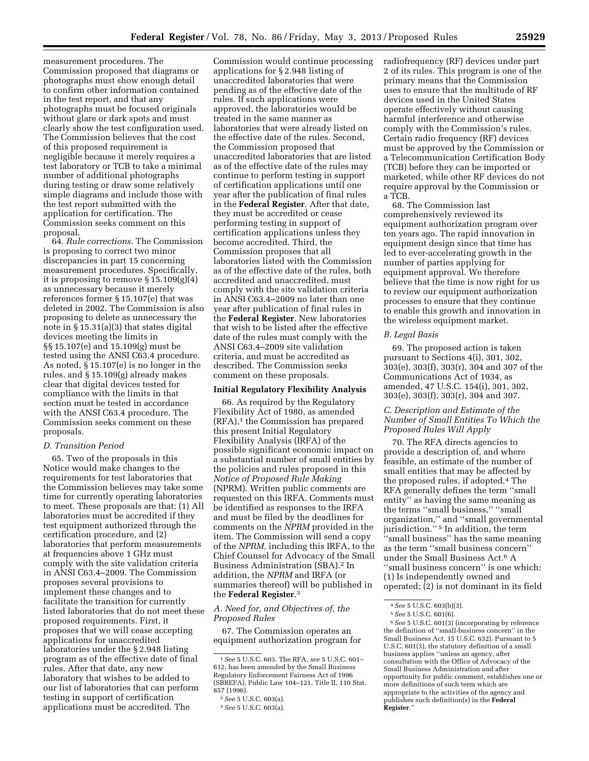measurement procedures. The Commission proposed that diagrams or photographs must show enough detail to confirm other information contained in the test report, and that any photographs must be focused originals without glare or dark spots and must clearly show the test configuration used. The Commission believes that the cost of this proposed requirement is negligible because it merely requires a test laboratory or TCB to take a minimal number of additional photographs during testing or draw some relatively simple diagrams and include those with the test report submitted with the application for certification. The Commission seeks comment on this proposal.

64. *Rule corrections.* The Commission is proposing to correct two minor discrepancies in part 15 concerning measurement procedures. Specifically, it is proposing to remove § 15.109(g)(4) as unnecessary because it merely references former § 15.107(e) that was deleted in 2002. The Commission is also proposing to delete as unnecessary the note in § 15.31(a)(3) that states digital devices meeting the limits in §§ 15.107(e) and 15.109(g) must be tested using the ANSI C63.4 procedure. As noted, § 15.107(e) is no longer in the rules, and § 15.109(g) already makes clear that digital devices tested for compliance with the limits in that section must be tested in accordance with the ANSI C63.4 procedure. The Commission seeks comment on these proposals.

### D. Transition Period

65. Two of the proposals in this Notice would make changes to the requirements for test laboratories that the Commission believes may take some time for currently operating laboratories to meet. These proposals are that: (1) All laboratories must be accredited if they test equipment authorized through the certification procedure, and (2) laboratories that perform measurements at frequencies above 1 GHz must comply with the site validation criteria in ANSI C63.4–2009. The Commission proposes several provisions to implement these changes and to facilitate the transition for currently listed laboratories that do not meet these proposed requirements. First, it proposes that we will cease accepting applications for unaccredited laboratories under the § 2.948 listing program as of the effective date of final rules. After that date, any new laboratory that wishes to be added to our list of laboratories that can perform testing in support of certification applications must be accredited. The Commission would continue processing applications for § 2.948 listing of unaccredited laboratories that were pending as of the effective date of the rules. If such applications were approved, the laboratories would be treated in the same manner as laboratories that were already listed on the effective date of the rules. Second, the Commission proposed that unaccredited laboratories that are listed as of the effective date of the rules may continue to perform testing in support of certification applications until one year after the publication of final rules in the **Federal Register**. After that date, they must be accredited or cease performing testing in support of certification applications unless they become accredited. Third, the Commission proposes that all laboratories listed with the Commission as of the effective date of the rules, both accredited and unaccredited, must comply with the site validation criteria in ANSI C63.4–2009 no later than one year after publication of final rules in the **Federal Register**. New laboratories that wish to be listed after the effective date of the rules must comply with the ANSI C63.4–2009 site validation criteria, and must be accredited as described. The Commission seeks comment on these proposals.

## Initial Regulatory Flexibility Analysis

66. As required by the Regulatory Flexibility Act of 1980, as amended (RFA),[1] the Commission has prepared this present Initial Regulatory Flexibility Analysis (IRFA) of the possible significant economic impact on a substantial number of small entities by the policies and rules proposed in this *Notice of Proposed Rule Making* (NPRM). Written public comments are requested on this IRFA. Comments must be identified as responses to the IRFA and must be filed by the deadlines for comments on the *NPRM* provided in the item. The Commission will send a copy of the *NPRM,* including this IRFA, to the Chief Counsel for Advocacy of the Small Business Administration (SBA).[2] In addition, the *NPRM* and IRFA (or summaries thereof) will be published in the **Federal Register**.[3]

### A. Need for, and Objectives of, the Proposed Rules

67. The Commission operates an equipment authorization program for radiofrequency (RF) devices under part 2 of its rules. This program is one of the primary means that the Commission uses to ensure that the multitude of RF devices used in the United States operate effectively without causing harmful interference and otherwise comply with the Commission's rules. Certain radio frequency (RF) devices must be approved by the Commission or a Telecommunication Certification Body (TCB) before they can be imported or marketed, while other RF devices do not require approval by the Commission or a TCB.

68. The Commission last comprehensively reviewed its equipment authorization program over ten years ago. The rapid innovation in equipment design since that time has led to ever-accelerating growth in the number of parties applying for equipment approval. We therefore believe that the time is now right for us to review our equipment authorization processes to ensure that they continue to enable this growth and innovation in the wireless equipment market.

### B. Legal Basis

69. The proposed action is taken pursuant to Sections 4(i), 301, 302, 303(e), 303(f), 303(r), 304 and 307 of the Communications Act of 1934, as amended, 47 U.S.C. 154(i), 301, 302, 303(e), 303(f), 303(r), 304 and 307.

### C. Description and Estimate of the Number of Small Entities To Which the Proposed Rules Will Apply

70. The RFA directs agencies to provide a description of, and where feasible, an estimate of the number of small entities that may be affected by the proposed rules, if adopted.[4] The RFA generally defines the term ''small entity'' as having the same meaning as the terms ''small business,'' ''small organization,'' and ''small governmental jurisdiction.''[5] In addition, the term ''small business'' has the same meaning as the term ''small business concern'' under the Small Business Act.[6] A ''small business concern'' is one which: (1) Is independently owned and operated; (2) is not dominant in its field

---

[1] *See* 5 U.S.C. 603. The RFA, *see* 5 U.S.C. 601–612, has been amended by the Small Business Regulatory Enforcement Fairness Act of 1996 (SBREFA), Public Law 104–121, Title II, 110 Stat. 857 (1996).

[2] *See* 5 U.S.C. 603(a).

[3] *See* 5 U.S.C. 603(a).

[4] *See* 5 U.S.C. 603(b)(3).

[5] *See* 5 U.S.C. 601(6).

[6] *See* 5 U.S.C. 601(3) (incorporating by reference the definition of ''small-business concern'' in the Small Business Act, 15 U.S.C. 632). Pursuant to 5 U.S.C. 601(3), the statutory definition of a small business applies ''unless an agency, after consultation with the Office of Advocacy of the Small Business Administration and after opportunity for public comment, establishes one or more definitions of such term which are appropriate to the activities of the agency and publishes such definition(s) in the **Federal Register**.''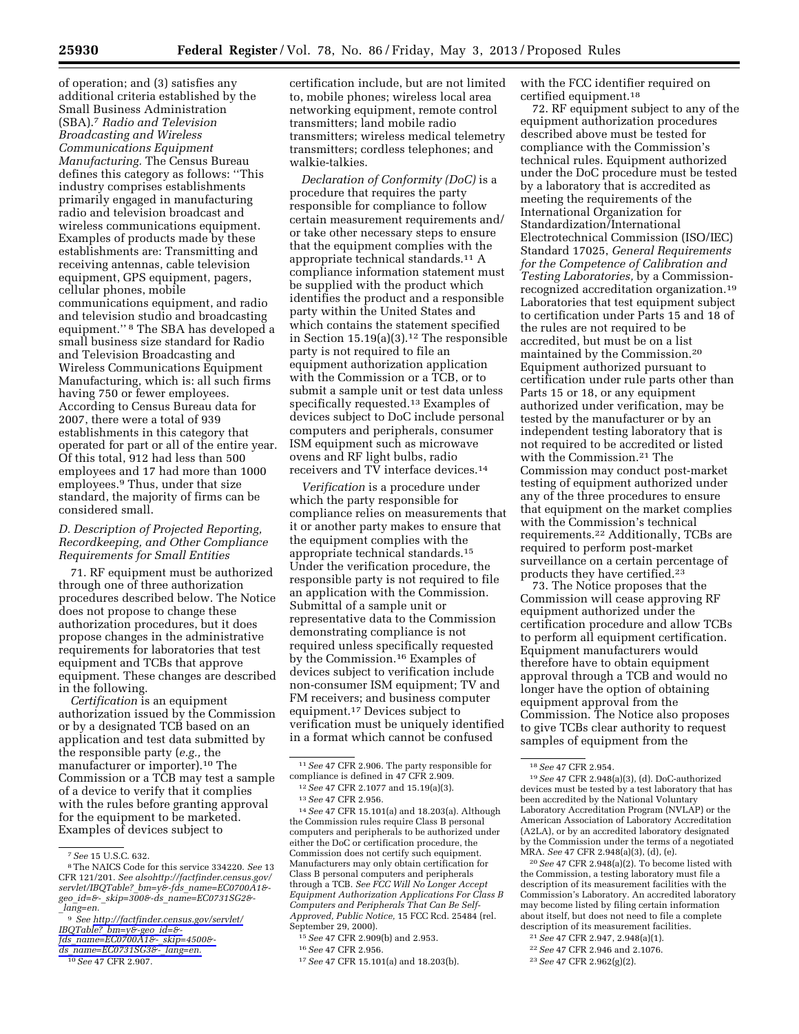of operation; and (3) satisfies any additional criteria established by the Small Business Administration (SBA).[7] *Radio and Television Broadcasting and Wireless Communications Equipment Manufacturing.* The Census Bureau defines this category as follows: ''This industry comprises establishments primarily engaged in manufacturing radio and television broadcast and wireless communications equipment. Examples of products made by these establishments are: Transmitting and receiving antennas, cable television equipment, GPS equipment, pagers, cellular phones, mobile communications equipment, and radio and television studio and broadcasting equipment.'' [8] The SBA has developed a small business size standard for Radio and Television Broadcasting and Wireless Communications Equipment Manufacturing, which is: all such firms having 750 or fewer employees. According to Census Bureau data for 2007, there were a total of 939 establishments in this category that operated for part or all of the entire year. Of this total, 912 had less than 500 employees and 17 had more than 1000 employees.[9] Thus, under that size standard, the majority of firms can be considered small.

### *D. Description of Projected Reporting, Recordkeeping, and Other Compliance Requirements for Small Entities*

71. RF equipment must be authorized through one of three authorization procedures described below. The Notice does not propose to change these authorization procedures, but it does propose changes in the administrative requirements for laboratories that test equipment and TCBs that approve equipment. These changes are described in the following.

*Certification* is an equipment authorization issued by the Commission or by a designated TCB based on an application and test data submitted by the responsible party (*e.g.,* the manufacturer or importer).[10] The Commission or a TCB may test a sample of a device to verify that it complies with the rules before granting approval for the equipment to be marketed. Examples of devices subject to certification include, but are not limited to, mobile phones; wireless local area networking equipment, remote control transmitters; land mobile radio transmitters; wireless medical telemetry transmitters; cordless telephones; and walkie-talkies.

*Declaration of Conformity (DoC)* is a procedure that requires the party responsible for compliance to follow certain measurement requirements and/or take other necessary steps to ensure that the equipment complies with the appropriate technical standards.[11] A compliance information statement must be supplied with the product which identifies the product and a responsible party within the United States and which contains the statement specified in Section 15.19(a)(3).[12] The responsible party is not required to file an equipment authorization application with the Commission or a TCB, or to submit a sample unit or test data unless specifically requested.[13] Examples of devices subject to DoC include personal computers and peripherals, consumer ISM equipment such as microwave ovens and RF light bulbs, radio receivers and TV interface devices.[14]

*Verification* is a procedure under which the party responsible for compliance relies on measurements that it or another party makes to ensure that the equipment complies with the appropriate technical standards.[15] Under the verification procedure, the responsible party is not required to file an application with the Commission. Submittal of a sample unit or representative data to the Commission demonstrating compliance is not required unless specifically requested by the Commission.[16] Examples of devices subject to verification include non-consumer ISM equipment; TV and FM receivers; and business computer equipment.[17] Devices subject to verification must be uniquely identified in a format which cannot be confused with the FCC identifier required on certified equipment.[18]

72. RF equipment subject to any of the equipment authorization procedures described above must be tested for compliance with the Commission's technical rules. Equipment authorized under the DoC procedure must be tested by a laboratory that is accredited as meeting the requirements of the International Organization for Standardization/International Electrotechnical Commission (ISO/IEC) Standard 17025, *General Requirements for the Competence of Calibration and Testing Laboratories,* by a Commission-recognized accreditation organization.[19] Laboratories that test equipment subject to certification under Parts 15 and 18 of the rules are not required to be accredited, but must be on a list maintained by the Commission.[20] Equipment authorized pursuant to certification under rule parts other than Parts 15 or 18, or any equipment authorized under verification, may be tested by the manufacturer or by an independent testing laboratory that is not required to be accredited or listed with the Commission.[21] The Commission may conduct post-market testing of equipment authorized under any of the three procedures to ensure that equipment on the market complies with the Commission's technical requirements.[22] Additionally, TCBs are required to perform post-market surveillance on a certain percentage of products they have certified.[23]

73. The Notice proposes that the Commission will cease approving RF equipment authorized under the certification procedure and allow TCBs to perform all equipment certification. Equipment manufacturers would therefore have to obtain equipment approval through a TCB and would no longer have the option of obtaining equipment approval from the Commission. The Notice also proposes to give TCBs clear authority to request samples of equipment from the

---

[7] *See* 15 U.S.C. 632.

[8] The NAICS Code for this service 334220. *See* 13 CFR 121/201. *See alsohttp://factfinder.census.gov/servlet/IBQTable?_bm=y&-fds_name=EC0700A1&-geo_id=&-_skip=300&-ds_name=EC0731SG2&-_lang=en.*

[9] *See* http://factfinder.census.gov/servlet/IBQTable?_bm=y&-geo_id=&-fds_name=EC0700A1&-_skip=4500&-ds_name=EC0731SG3&-_lang=en.

[10] *See* 47 CFR 2.907.

[11] *See* 47 CFR 2.906. The party responsible for compliance is defined in 47 CFR 2.909.

[12] *See* 47 CFR 2.1077 and 15.19(a)(3).

[13] *See* 47 CFR 2.956.

[14] *See* 47 CFR 15.101(a) and 18.203(a). Although the Commission rules require Class B personal computers and peripherals to be authorized under either the DoC or certification procedure, the Commission does not certify such equipment. Manufacturers may only obtain certification for Class B personal computers and peripherals through a TCB. *See FCC Will No Longer Accept Equipment Authorization Applications For Class B Computers and Peripherals That Can Be Self-Approved, Public Notice,* 15 FCC Rcd. 25484 (rel. September 29, 2000).

[15] *See* 47 CFR 2.909(b) and 2.953.

[16] *See* 47 CFR 2.956.

[17] *See* 47 CFR 15.101(a) and 18.203(b).

[18] *See* 47 CFR 2.954.

[19] *See* 47 CFR 2.948(a)(3), (d). DoC-authorized devices must be tested by a test laboratory that has been accredited by the National Voluntary Laboratory Accreditation Program (NVLAP) or the American Association of Laboratory Accreditation (A2LA), or by an accredited laboratory designated by the Commission under the terms of a negotiated MRA. *See* 47 CFR 2.948(a)(3), (d), (e).

[20] *See* 47 CFR 2.948(a)(2). To become listed with the Commission, a testing laboratory must file a description of its measurement facilities with the Commission's Laboratory. An accredited laboratory may become listed by filing certain information about itself, but does not need to file a complete description of its measurement facilities.

[21] *See* 47 CFR 2.947, 2.948(a)(1).

[22] *See* 47 CFR 2.946 and 2.1076.

[23] *See* 47 CFR 2.962(g)(2).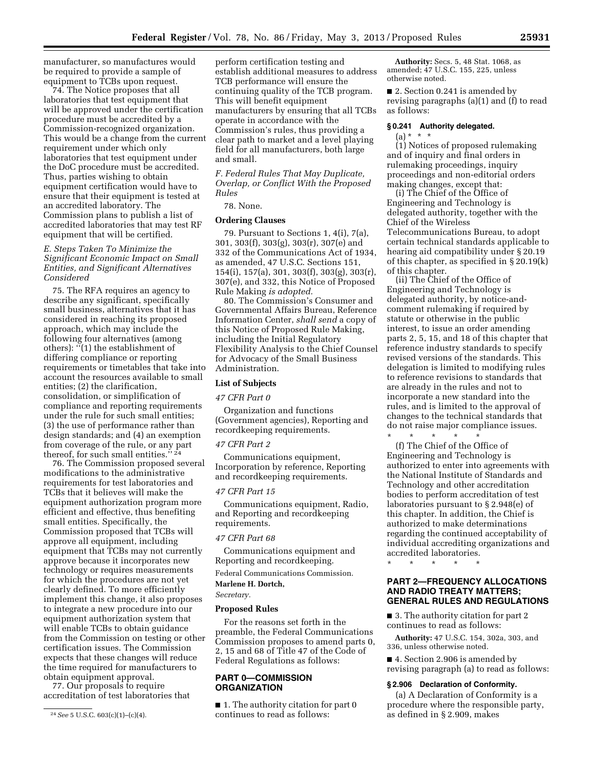manufacturer, so manufactures would be required to provide a sample of equipment to TCBs upon request.

74. The Notice proposes that all laboratories that test equipment that will be approved under the certification procedure must be accredited by a Commission-recognized organization. This would be a change from the current requirement under which only laboratories that test equipment under the DoC procedure must be accredited. Thus, parties wishing to obtain equipment certification would have to ensure that their equipment is tested at an accredited laboratory. The Commission plans to publish a list of accredited laboratories that may test RF equipment that will be certified.

### *E. Steps Taken To Minimize the Significant Economic Impact on Small Entities, and Significant Alternatives Considered*

75. The RFA requires an agency to describe any significant, specifically small business, alternatives that it has considered in reaching its proposed approach, which may include the following four alternatives (among others): "(1) the establishment of differing compliance or reporting requirements or timetables that take into account the resources available to small entities; (2) the clarification, consolidation, or simplification of compliance and reporting requirements under the rule for such small entities; (3) the use of performance rather than design standards; and (4) an exemption from coverage of the rule, or any part thereof, for such small entities." [24]

76. The Commission proposed several modifications to the administrative requirements for test laboratories and TCBs that it believes will make the equipment authorization program more efficient and effective, thus benefiting small entities. Specifically, the Commission proposed that TCBs will approve all equipment, including equipment that TCBs may not currently approve because it incorporates new technology or requires measurements for which the procedures are not yet clearly defined. To more efficiently implement this change, it also proposes to integrate a new procedure into our equipment authorization system that will enable TCBs to obtain guidance from the Commission on testing or other certification issues. The Commission expects that these changes will reduce the time required for manufacturers to obtain equipment approval.

77. Our proposals to require accreditation of test laboratories that perform certification testing and establish additional measures to address TCB performance will ensure the continuing quality of the TCB program. This will benefit equipment manufacturers by ensuring that all TCBs operate in accordance with the Commission's rules, thus providing a clear path to market and a level playing field for all manufacturers, both large and small.

### *F. Federal Rules That May Duplicate, Overlap, or Conflict With the Proposed Rules*

78. None.

## Ordering Clauses

79. Pursuant to Sections 1, 4(i), 7(a), 301, 303(f), 303(g), 303(r), 307(e) and 332 of the Communications Act of 1934, as amended, 47 U.S.C. Sections 151, 154(i), 157(a), 301, 303(f), 303(g), 303(r), 307(e), and 332, this Notice of Proposed Rule Making *is adopted.*

80. The Commission's Consumer and Governmental Affairs Bureau, Reference Information Center, *shall send* a copy of this Notice of Proposed Rule Making, including the Initial Regulatory Flexibility Analysis to the Chief Counsel for Advocacy of the Small Business Administration.

## List of Subjects

*47 CFR Part 0*

Organization and functions (Government agencies), Reporting and recordkeeping requirements.

*47 CFR Part 2*

Communications equipment, Incorporation by reference, Reporting and recordkeeping requirements.

*47 CFR Part 15*

Communications equipment, Radio, and Reporting and recordkeeping requirements.

*47 CFR Part 68*

Communications equipment and Reporting and recordkeeping.

Federal Communications Commission.

**Marlene H. Dortch,**

*Secretary.*

## Proposed Rules

For the reasons set forth in the preamble, the Federal Communications Commission proposes to amend parts 0, 2, 15 and 68 of Title 47 of the Code of Federal Regulations as follows:

## PART 0—COMMISSION ORGANIZATION

■ 1. The authority citation for part 0 continues to read as follows:

**Authority:** Secs. 5, 48 Stat. 1068, as amended; 47 U.S.C. 155, 225, unless otherwise noted.

■ 2. Section 0.241 is amended by revising paragraphs (a)(1) and (f) to read as follows:

### § 0.241 Authority delegated.

(a) * * *

(1) Notices of proposed rulemaking and of inquiry and final orders in rulemaking proceedings, inquiry proceedings and non-editorial orders making changes, except that:

(i) The Chief of the Office of Engineering and Technology is delegated authority, together with the Chief of the Wireless Telecommunications Bureau, to adopt certain technical standards applicable to hearing aid compatibility under § 20.19 of this chapter, as specified in § 20.19(k) of this chapter.

(ii) The Chief of the Office of Engineering and Technology is delegated authority, by notice-and-comment rulemaking if required by statute or otherwise in the public interest, to issue an order amending parts 2, 5, 15, and 18 of this chapter that reference industry standards to specify revised versions of the standards. This delegation is limited to modifying rules to reference revisions to standards that are already in the rules and not to incorporate a new standard into the rules, and is limited to the approval of changes to the technical standards that do not raise major compliance issues.

\* \* \* \* \*

(f) The Chief of the Office of Engineering and Technology is authorized to enter into agreements with the National Institute of Standards and Technology and other accreditation bodies to perform accreditation of test laboratories pursuant to § 2.948(e) of this chapter. In addition, the Chief is authorized to make determinations regarding the continued acceptability of individual accrediting organizations and accredited laboratories.

\* \* \* \* \*

## PART 2—FREQUENCY ALLOCATIONS AND RADIO TREATY MATTERS; GENERAL RULES AND REGULATIONS

■ 3. The authority citation for part 2 continues to read as follows:

**Authority:** 47 U.S.C. 154, 302a, 303, and 336, unless otherwise noted.

■ 4. Section 2.906 is amended by revising paragraph (a) to read as follows:

### § 2.906 Declaration of Conformity.

(a) A Declaration of Conformity is a procedure where the responsible party, as defined in § 2.909, makes

---

[24] *See* 5 U.S.C. 603(c)(1)–(c)(4).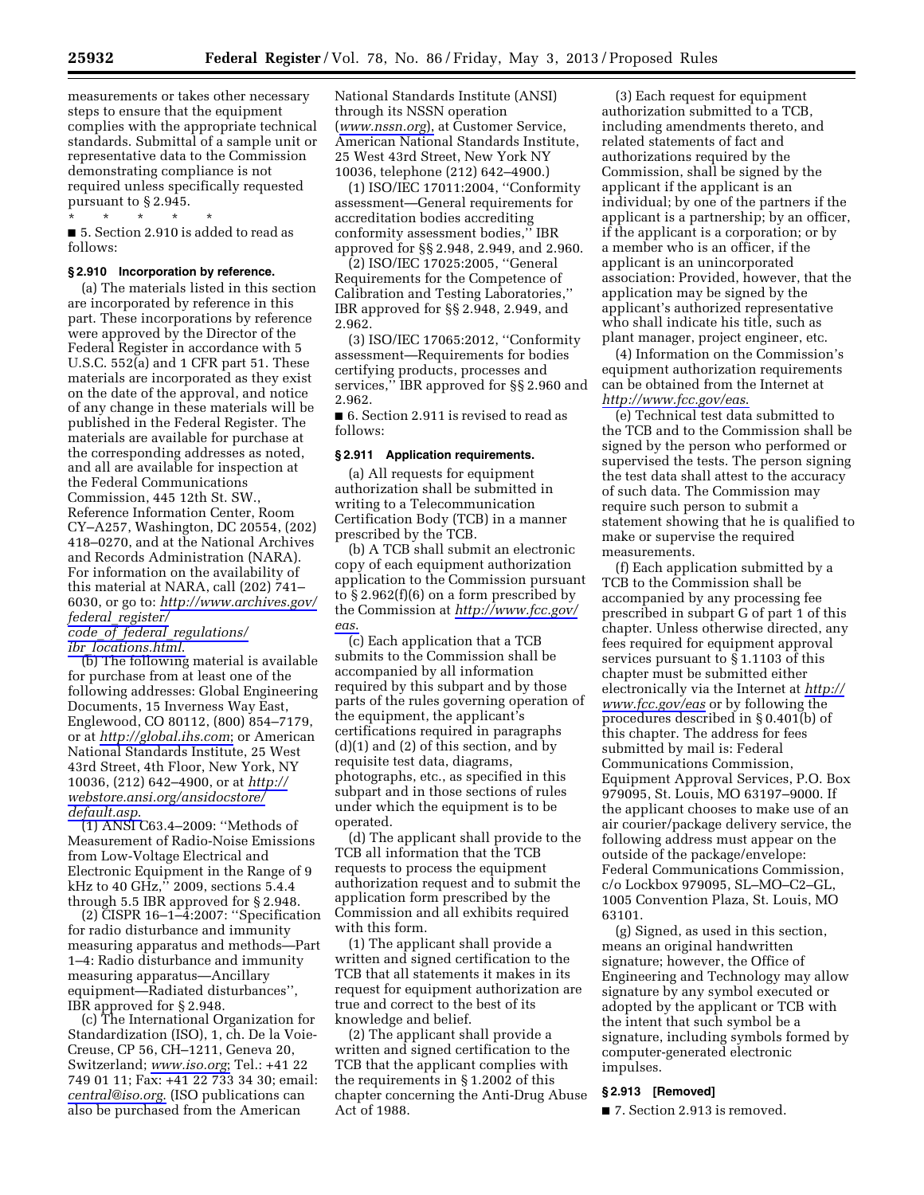measurements or takes other necessary steps to ensure that the equipment complies with the appropriate technical standards. Submittal of a sample unit or representative data to the Commission demonstrating compliance is not required unless specifically requested pursuant to § 2.945.

\* \* \* \* \*

■ 5. Section 2.910 is added to read as follows:

### § 2.910 Incorporation by reference.

(a) The materials listed in this section are incorporated by reference in this part. These incorporations by reference were approved by the Director of the Federal Register in accordance with 5 U.S.C. 552(a) and 1 CFR part 51. These materials are incorporated as they exist on the date of the approval, and notice of any change in these materials will be published in the Federal Register. The materials are available for purchase at the corresponding addresses as noted, and all are available for inspection at the Federal Communications Commission, 445 12th St. SW., Reference Information Center, Room CY–A257, Washington, DC 20554, (202) 418–0270, and at the National Archives and Records Administration (NARA). For information on the availability of this material at NARA, call (202) 741–6030, or go to: *http://www.archives.gov/federal_register/code_of_federal_regulations/ibr_locations.html*.

(b) The following material is available for purchase from at least one of the following addresses: Global Engineering Documents, 15 Inverness Way East, Englewood, CO 80112, (800) 854–7179, or at *http://global.ihs.com*; or American National Standards Institute, 25 West 43rd Street, 4th Floor, New York, NY 10036, (212) 642–4900, or at *http://webstore.ansi.org/ansidocstore/default.asp*.

(1) ANSI C63.4–2009: ''Methods of Measurement of Radio-Noise Emissions from Low-Voltage Electrical and Electronic Equipment in the Range of 9 kHz to 40 GHz,'' 2009, sections 5.4.4 through 5.5 IBR approved for § 2.948.

(2) CISPR 16–1–4:2007: ''Specification for radio disturbance and immunity measuring apparatus and methods—Part 1–4: Radio disturbance and immunity measuring apparatus—Ancillary equipment—Radiated disturbances'', IBR approved for § 2.948.

(c) The International Organization for Standardization (ISO), 1, ch. De la Voie-Creuse, CP 56, CH–1211, Geneva 20, Switzerland; *www.iso.org*; Tel.: +41 22 749 01 11; Fax: +41 22 733 34 30; email: *central@iso.org*. (ISO publications can also be purchased from the American National Standards Institute (ANSI) through its NSSN operation (*www.nssn.org*), at Customer Service, American National Standards Institute, 25 West 43rd Street, New York NY 10036, telephone (212) 642–4900.)

(1) ISO/IEC 17011:2004, ''Conformity assessment—General requirements for accreditation bodies accrediting conformity assessment bodies,'' IBR approved for §§ 2.948, 2.949, and 2.960.

(2) ISO/IEC 17025:2005, ''General Requirements for the Competence of Calibration and Testing Laboratories,'' IBR approved for §§ 2.948, 2.949, and 2.962.

(3) ISO/IEC 17065:2012, ''Conformity assessment—Requirements for bodies certifying products, processes and services,'' IBR approved for §§ 2.960 and 2.962.

■ 6. Section 2.911 is revised to read as follows:

### § 2.911 Application requirements.

(a) All requests for equipment authorization shall be submitted in writing to a Telecommunication Certification Body (TCB) in a manner prescribed by the TCB.

(b) A TCB shall submit an electronic copy of each equipment authorization application to the Commission pursuant to § 2.962(f)(6) on a form prescribed by the Commission at *http://www.fcc.gov/eas*.

(c) Each application that a TCB submits to the Commission shall be accompanied by all information required by this subpart and by those parts of the rules governing operation of the equipment, the applicant's certifications required in paragraphs (d)(1) and (2) of this section, and by requisite test data, diagrams, photographs, etc., as specified in this subpart and in those sections of rules under which the equipment is to be operated.

(d) The applicant shall provide to the TCB all information that the TCB requests to process the equipment authorization request and to submit the application form prescribed by the Commission and all exhibits required with this form.

(1) The applicant shall provide a written and signed certification to the TCB that all statements it makes in its request for equipment authorization are true and correct to the best of its knowledge and belief.

(2) The applicant shall provide a written and signed certification to the TCB that the applicant complies with the requirements in § 1.2002 of this chapter concerning the Anti-Drug Abuse Act of 1988.

(3) Each request for equipment authorization submitted to a TCB, including amendments thereto, and related statements of fact and authorizations required by the Commission, shall be signed by the applicant if the applicant is an individual; by one of the partners if the applicant is a partnership; by an officer, if the applicant is a corporation; or by a member who is an officer, if the applicant is an unincorporated association: Provided, however, that the application may be signed by the applicant's authorized representative who shall indicate his title, such as plant manager, project engineer, etc.

(4) Information on the Commission's equipment authorization requirements can be obtained from the Internet at *http://www.fcc.gov/eas*.

(e) Technical test data submitted to the TCB and to the Commission shall be signed by the person who performed or supervised the tests. The person signing the test data shall attest to the accuracy of such data. The Commission may require such person to submit a statement showing that he is qualified to make or supervise the required measurements.

(f) Each application submitted by a TCB to the Commission shall be accompanied by any processing fee prescribed in subpart G of part 1 of this chapter. Unless otherwise directed, any fees required for equipment approval services pursuant to § 1.1103 of this chapter must be submitted either electronically via the Internet at *http://www.fcc.gov/eas* or by following the procedures described in § 0.401(b) of this chapter. The address for fees submitted by mail is: Federal Communications Commission, Equipment Approval Services, P.O. Box 979095, St. Louis, MO 63197–9000. If the applicant chooses to make use of an air courier/package delivery service, the following address must appear on the outside of the package/envelope: Federal Communications Commission, c/o Lockbox 979095, SL–MO–C2–GL, 1005 Convention Plaza, St. Louis, MO 63101.

(g) Signed, as used in this section, means an original handwritten signature; however, the Office of Engineering and Technology may allow signature by any symbol executed or adopted by the applicant or TCB with the intent that such symbol be a signature, including symbols formed by computer-generated electronic impulses.

### § 2.913 [Removed]

■ 7. Section 2.913 is removed.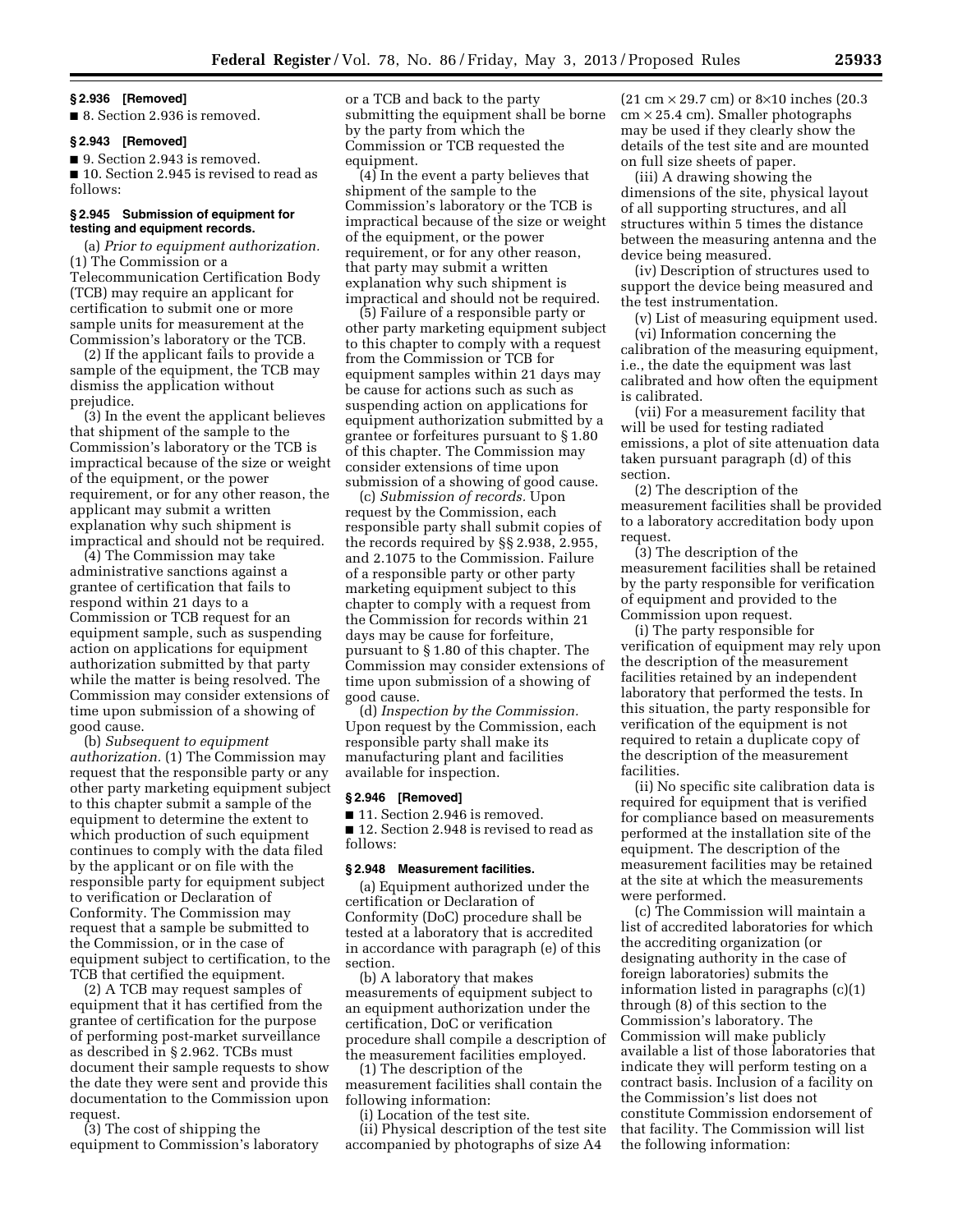### § 2.936 [Removed]

■ 8. Section 2.936 is removed.

### § 2.943 [Removed]

■ 9. Section 2.943 is removed.

■ 10. Section 2.945 is revised to read as follows:

### § 2.945 Submission of equipment for testing and equipment records.

(a) *Prior to equipment authorization.* (1) The Commission or a Telecommunication Certification Body (TCB) may require an applicant for certification to submit one or more sample units for measurement at the Commission's laboratory or the TCB.

(2) If the applicant fails to provide a sample of the equipment, the TCB may dismiss the application without prejudice.

(3) In the event the applicant believes that shipment of the sample to the Commission's laboratory or the TCB is impractical because of the size or weight of the equipment, or the power requirement, or for any other reason, the applicant may submit a written explanation why such shipment is impractical and should not be required.

(4) The Commission may take administrative sanctions against a grantee of certification that fails to respond within 21 days to a Commission or TCB request for an equipment sample, such as suspending action on applications for equipment authorization submitted by that party while the matter is being resolved. The Commission may consider extensions of time upon submission of a showing of good cause.

(b) *Subsequent to equipment authorization.* (1) The Commission may request that the responsible party or any other party marketing equipment subject to this chapter submit a sample of the equipment to determine the extent to which production of such equipment continues to comply with the data filed by the applicant or on file with the responsible party for equipment subject to verification or Declaration of Conformity. The Commission may request that a sample be submitted to the Commission, or in the case of equipment subject to certification, to the TCB that certified the equipment.

(2) A TCB may request samples of equipment that it has certified from the grantee of certification for the purpose of performing post-market surveillance as described in § 2.962. TCBs must document their sample requests to show the date they were sent and provide this documentation to the Commission upon request.

(3) The cost of shipping the equipment to Commission's laboratory or a TCB and back to the party submitting the equipment shall be borne by the party from which the Commission or TCB requested the equipment.

(4) In the event a party believes that shipment of the sample to the Commission's laboratory or the TCB is impractical because of the size or weight of the equipment, or the power requirement, or for any other reason, that party may submit a written explanation why such shipment is impractical and should not be required.

(5) Failure of a responsible party or other party marketing equipment subject to this chapter to comply with a request from the Commission or TCB for equipment samples within 21 days may be cause for actions such as such as suspending action on applications for equipment authorization submitted by a grantee or forfeitures pursuant to § 1.80 of this chapter. The Commission may consider extensions of time upon submission of a showing of good cause.

(c) *Submission of records.* Upon request by the Commission, each responsible party shall submit copies of the records required by §§ 2.938, 2.955, and 2.1075 to the Commission. Failure of a responsible party or other party marketing equipment subject to this chapter to comply with a request from the Commission for records within 21 days may be cause for forfeiture, pursuant to § 1.80 of this chapter. The Commission may consider extensions of time upon submission of a showing of good cause.

(d) *Inspection by the Commission.* Upon request by the Commission, each responsible party shall make its manufacturing plant and facilities available for inspection.

### § 2.946 [Removed]

■ 11. Section 2.946 is removed.

■ 12. Section 2.948 is revised to read as follows:

### § 2.948 Measurement facilities.

(a) Equipment authorized under the certification or Declaration of Conformity (DoC) procedure shall be tested at a laboratory that is accredited in accordance with paragraph (e) of this section.

(b) A laboratory that makes measurements of equipment subject to an equipment authorization under the certification, DoC or verification procedure shall compile a description of the measurement facilities employed.

(1) The description of the measurement facilities shall contain the following information:

(i) Location of the test site.

(ii) Physical description of the test site accompanied by photographs of size A4 (21 cm × 29.7 cm) or 8×10 inches (20.3 cm × 25.4 cm). Smaller photographs may be used if they clearly show the details of the test site and are mounted on full size sheets of paper.

(iii) A drawing showing the dimensions of the site, physical layout of all supporting structures, and all structures within 5 times the distance between the measuring antenna and the device being measured.

(iv) Description of structures used to support the device being measured and the test instrumentation.

(v) List of measuring equipment used.

(vi) Information concerning the calibration of the measuring equipment, i.e., the date the equipment was last calibrated and how often the equipment is calibrated.

(vii) For a measurement facility that will be used for testing radiated emissions, a plot of site attenuation data taken pursuant paragraph (d) of this section.

(2) The description of the measurement facilities shall be provided to a laboratory accreditation body upon request.

(3) The description of the measurement facilities shall be retained by the party responsible for verification of equipment and provided to the Commission upon request.

(i) The party responsible for verification of equipment may rely upon the description of the measurement facilities retained by an independent laboratory that performed the tests. In this situation, the party responsible for verification of the equipment is not required to retain a duplicate copy of the description of the measurement facilities.

(ii) No specific site calibration data is required for equipment that is verified for compliance based on measurements performed at the installation site of the equipment. The description of the measurement facilities may be retained at the site at which the measurements were performed.

(c) The Commission will maintain a list of accredited laboratories for which the accrediting organization (or designating authority in the case of foreign laboratories) submits the information listed in paragraphs (c)(1) through (8) of this section to the Commission's laboratory. The Commission will make publicly available a list of those laboratories that indicate they will perform testing on a contract basis. Inclusion of a facility on the Commission's list does not constitute Commission endorsement of that facility. The Commission will list the following information: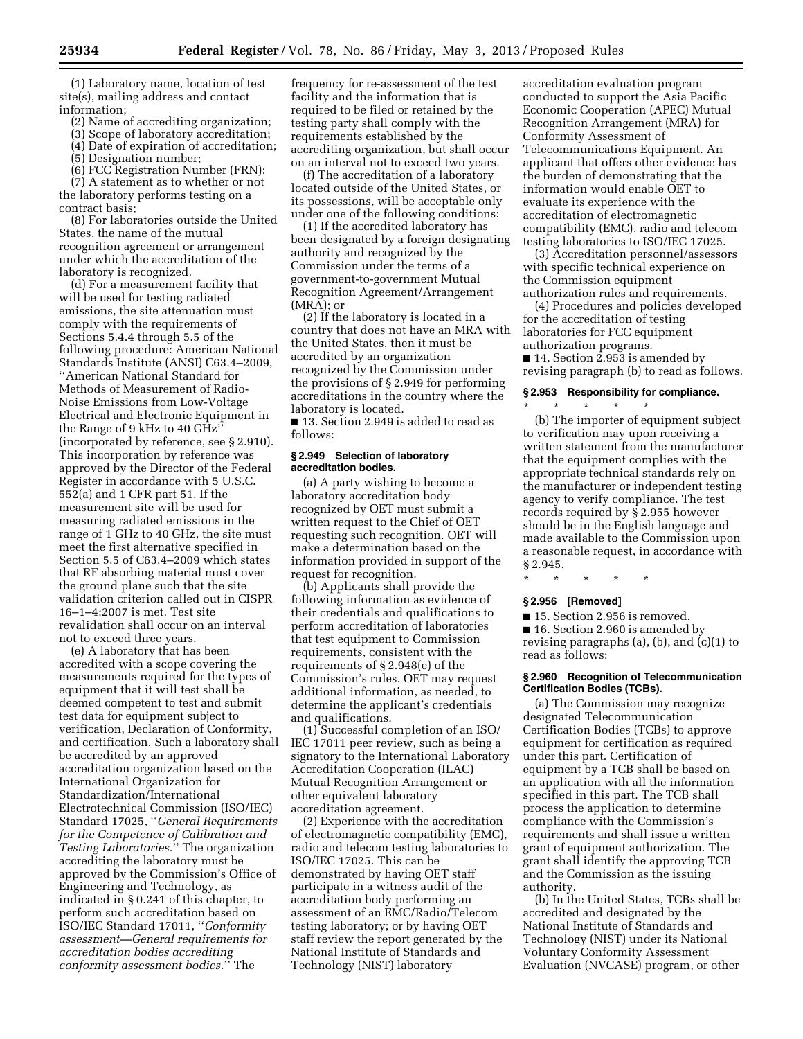(1) Laboratory name, location of test site(s), mailing address and contact information;

(2) Name of accrediting organization;

(3) Scope of laboratory accreditation;

(4) Date of expiration of accreditation;

(5) Designation number;

(6) FCC Registration Number (FRN);

(7) A statement as to whether or not the laboratory performs testing on a contract basis;

(8) For laboratories outside the United States, the name of the mutual recognition agreement or arrangement under which the accreditation of the laboratory is recognized.

(d) For a measurement facility that will be used for testing radiated emissions, the site attenuation must comply with the requirements of Sections 5.4.4 through 5.5 of the following procedure: American National Standards Institute (ANSI) C63.4–2009, ''American National Standard for Methods of Measurement of Radio-Noise Emissions from Low-Voltage Electrical and Electronic Equipment in the Range of 9 kHz to 40 GHz'' (incorporated by reference, see § 2.910). This incorporation by reference was approved by the Director of the Federal Register in accordance with 5 U.S.C. 552(a) and 1 CFR part 51. If the measurement site will be used for measuring radiated emissions in the range of 1 GHz to 40 GHz, the site must meet the first alternative specified in Section 5.5 of C63.4–2009 which states that RF absorbing material must cover the ground plane such that the site validation criterion called out in CISPR 16–1–4:2007 is met. Test site revalidation shall occur on an interval not to exceed three years.

(e) A laboratory that has been accredited with a scope covering the measurements required for the types of equipment that it will test shall be deemed competent to test and submit test data for equipment subject to verification, Declaration of Conformity, and certification. Such a laboratory shall be accredited by an approved accreditation organization based on the International Organization for Standardization/International Electrotechnical Commission (ISO/IEC) Standard 17025, ''*General Requirements for the Competence of Calibration and Testing Laboratories.*'' The organization accrediting the laboratory must be approved by the Commission's Office of Engineering and Technology, as indicated in § 0.241 of this chapter, to perform such accreditation based on ISO/IEC Standard 17011, ''*Conformity assessment—General requirements for accreditation bodies accrediting conformity assessment bodies.*'' The frequency for re-assessment of the test facility and the information that is required to be filed or retained by the testing party shall comply with the requirements established by the accrediting organization, but shall occur on an interval not to exceed two years.

(f) The accreditation of a laboratory located outside of the United States, or its possessions, will be acceptable only under one of the following conditions:

(1) If the accredited laboratory has been designated by a foreign designating authority and recognized by the Commission under the terms of a government-to-government Mutual Recognition Agreement/Arrangement (MRA); or

(2) If the laboratory is located in a country that does not have an MRA with the United States, then it must be accredited by an organization recognized by the Commission under the provisions of § 2.949 for performing accreditations in the country where the laboratory is located.

■ 13. Section 2.949 is added to read as follows:

### § 2.949 Selection of laboratory accreditation bodies.

(a) A party wishing to become a laboratory accreditation body recognized by OET must submit a written request to the Chief of OET requesting such recognition. OET will make a determination based on the information provided in support of the request for recognition.

(b) Applicants shall provide the following information as evidence of their credentials and qualifications to perform accreditation of laboratories that test equipment to Commission requirements, consistent with the requirements of § 2.948(e) of the Commission's rules. OET may request additional information, as needed, to determine the applicant's credentials and qualifications.

(1) Successful completion of an ISO/IEC 17011 peer review, such as being a signatory to the International Laboratory Accreditation Cooperation (ILAC) Mutual Recognition Arrangement or other equivalent laboratory accreditation agreement.

(2) Experience with the accreditation of electromagnetic compatibility (EMC), radio and telecom testing laboratories to ISO/IEC 17025. This can be demonstrated by having OET staff participate in a witness audit of the accreditation body performing an assessment of an EMC/Radio/Telecom testing laboratory; or by having OET staff review the report generated by the National Institute of Standards and Technology (NIST) laboratory accreditation evaluation program conducted to support the Asia Pacific Economic Cooperation (APEC) Mutual Recognition Arrangement (MRA) for Conformity Assessment of Telecommunications Equipment. An applicant that offers other evidence has the burden of demonstrating that the information would enable OET to evaluate its experience with the accreditation of electromagnetic compatibility (EMC), radio and telecom testing laboratories to ISO/IEC 17025.

(3) Accreditation personnel/assessors with specific technical experience on the Commission equipment authorization rules and requirements.

(4) Procedures and policies developed for the accreditation of testing laboratories for FCC equipment authorization programs.

■ 14. Section 2.953 is amended by revising paragraph (b) to read as follows.

### § 2.953 Responsibility for compliance.

\* \* \* \* \*

(b) The importer of equipment subject to verification may upon receiving a written statement from the manufacturer that the equipment complies with the appropriate technical standards rely on the manufacturer or independent testing agency to verify compliance. The test records required by § 2.955 however should be in the English language and made available to the Commission upon a reasonable request, in accordance with § 2.945.

\* \* \* \* \*

### § 2.956 [Removed]

■ 15. Section 2.956 is removed.

■ 16. Section 2.960 is amended by revising paragraphs (a), (b), and (c)(1) to read as follows:

### § 2.960 Recognition of Telecommunication Certification Bodies (TCBs).

(a) The Commission may recognize designated Telecommunication Certification Bodies (TCBs) to approve equipment for certification as required under this part. Certification of equipment by a TCB shall be based on an application with all the information specified in this part. The TCB shall process the application to determine compliance with the Commission's requirements and shall issue a written grant of equipment authorization. The grant shall identify the approving TCB and the Commission as the issuing authority.

(b) In the United States, TCBs shall be accredited and designated by the National Institute of Standards and Technology (NIST) under its National Voluntary Conformity Assessment Evaluation (NVCASE) program, or other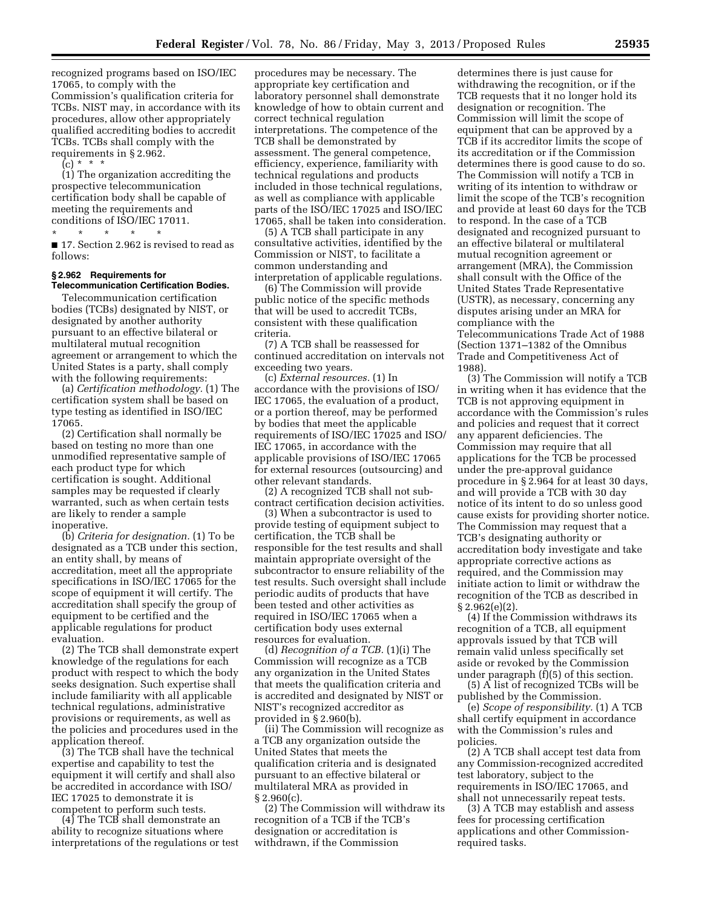recognized programs based on ISO/IEC 17065, to comply with the Commission's qualification criteria for TCBs. NIST may, in accordance with its procedures, allow other appropriately qualified accrediting bodies to accredit TCBs. TCBs shall comply with the requirements in § 2.962.

(c) * * *

(1) The organization accrediting the prospective telecommunication certification body shall be capable of meeting the requirements and conditions of ISO/IEC 17011.

\* \* \* \* \*

■ 17. Section 2.962 is revised to read as follows:

**§ 2.962 Requirements for Telecommunication Certification Bodies.**

Telecommunication certification bodies (TCBs) designated by NIST, or designated by another authority pursuant to an effective bilateral or multilateral mutual recognition agreement or arrangement to which the United States is a party, shall comply with the following requirements:

(a) *Certification methodology.* (1) The certification system shall be based on type testing as identified in ISO/IEC 17065.

(2) Certification shall normally be based on testing no more than one unmodified representative sample of each product type for which certification is sought. Additional samples may be requested if clearly warranted, such as when certain tests are likely to render a sample inoperative.

(b) *Criteria for designation.* (1) To be designated as a TCB under this section, an entity shall, by means of accreditation, meet all the appropriate specifications in ISO/IEC 17065 for the scope of equipment it will certify. The accreditation shall specify the group of equipment to be certified and the applicable regulations for product evaluation.

(2) The TCB shall demonstrate expert knowledge of the regulations for each product with respect to which the body seeks designation. Such expertise shall include familiarity with all applicable technical regulations, administrative provisions or requirements, as well as the policies and procedures used in the application thereof.

(3) The TCB shall have the technical expertise and capability to test the equipment it will certify and shall also be accredited in accordance with ISO/IEC 17025 to demonstrate it is competent to perform such tests.

(4) The TCB shall demonstrate an ability to recognize situations where interpretations of the regulations or test procedures may be necessary. The appropriate key certification and laboratory personnel shall demonstrate knowledge of how to obtain current and correct technical regulation interpretations. The competence of the TCB shall be demonstrated by assessment. The general competence, efficiency, experience, familiarity with technical regulations and products included in those technical regulations, as well as compliance with applicable parts of the ISO/IEC 17025 and ISO/IEC 17065, shall be taken into consideration.

(5) A TCB shall participate in any consultative activities, identified by the Commission or NIST, to facilitate a common understanding and interpretation of applicable regulations.

(6) The Commission will provide public notice of the specific methods that will be used to accredit TCBs, consistent with these qualification criteria.

(7) A TCB shall be reassessed for continued accreditation on intervals not exceeding two years.

(c) *External resources.* (1) In accordance with the provisions of ISO/IEC 17065, the evaluation of a product, or a portion thereof, may be performed by bodies that meet the applicable requirements of ISO/IEC 17025 and ISO/IEC 17065, in accordance with the applicable provisions of ISO/IEC 17065 for external resources (outsourcing) and other relevant standards.

(2) A recognized TCB shall not subcontract certification decision activities.

(3) When a subcontractor is used to provide testing of equipment subject to certification, the TCB shall be responsible for the test results and shall maintain appropriate oversight of the subcontractor to ensure reliability of the test results. Such oversight shall include periodic audits of products that have been tested and other activities as required in ISO/IEC 17065 when a certification body uses external resources for evaluation.

(d) *Recognition of a TCB.* (1)(i) The Commission will recognize as a TCB any organization in the United States that meets the qualification criteria and is accredited and designated by NIST or NIST's recognized accreditor as provided in § 2.960(b).

(ii) The Commission will recognize as a TCB any organization outside the United States that meets the qualification criteria and is designated pursuant to an effective bilateral or multilateral MRA as provided in § 2.960(c).

(2) The Commission will withdraw its recognition of a TCB if the TCB's designation or accreditation is withdrawn, if the Commission determines there is just cause for withdrawing the recognition, or if the TCB requests that it no longer hold its designation or recognition. The Commission will limit the scope of equipment that can be approved by a TCB if its accreditor limits the scope of its accreditation or if the Commission determines there is good cause to do so. The Commission will notify a TCB in writing of its intention to withdraw or limit the scope of the TCB's recognition and provide at least 60 days for the TCB to respond. In the case of a TCB designated and recognized pursuant to an effective bilateral or multilateral mutual recognition agreement or arrangement (MRA), the Commission shall consult with the Office of the United States Trade Representative (USTR), as necessary, concerning any disputes arising under an MRA for compliance with the Telecommunications Trade Act of 1988 (Section 1371–1382 of the Omnibus Trade and Competitiveness Act of 1988).

(3) The Commission will notify a TCB in writing when it has evidence that the TCB is not approving equipment in accordance with the Commission's rules and policies and request that it correct any apparent deficiencies. The Commission may require that all applications for the TCB be processed under the pre-approval guidance procedure in § 2.964 for at least 30 days, and will provide a TCB with 30 day notice of its intent to do so unless good cause exists for providing shorter notice. The Commission may request that a TCB's designating authority or accreditation body investigate and take appropriate corrective actions as required, and the Commission may initiate action to limit or withdraw the recognition of the TCB as described in § 2.962(e)(2).

(4) If the Commission withdraws its recognition of a TCB, all equipment approvals issued by that TCB will remain valid unless specifically set aside or revoked by the Commission under paragraph (f)(5) of this section.

(5) A list of recognized TCBs will be published by the Commission.

(e) *Scope of responsibility.* (1) A TCB shall certify equipment in accordance with the Commission's rules and policies.

(2) A TCB shall accept test data from any Commission-recognized accredited test laboratory, subject to the requirements in ISO/IEC 17065, and shall not unnecessarily repeat tests.

(3) A TCB may establish and assess fees for processing certification applications and other Commission-required tasks.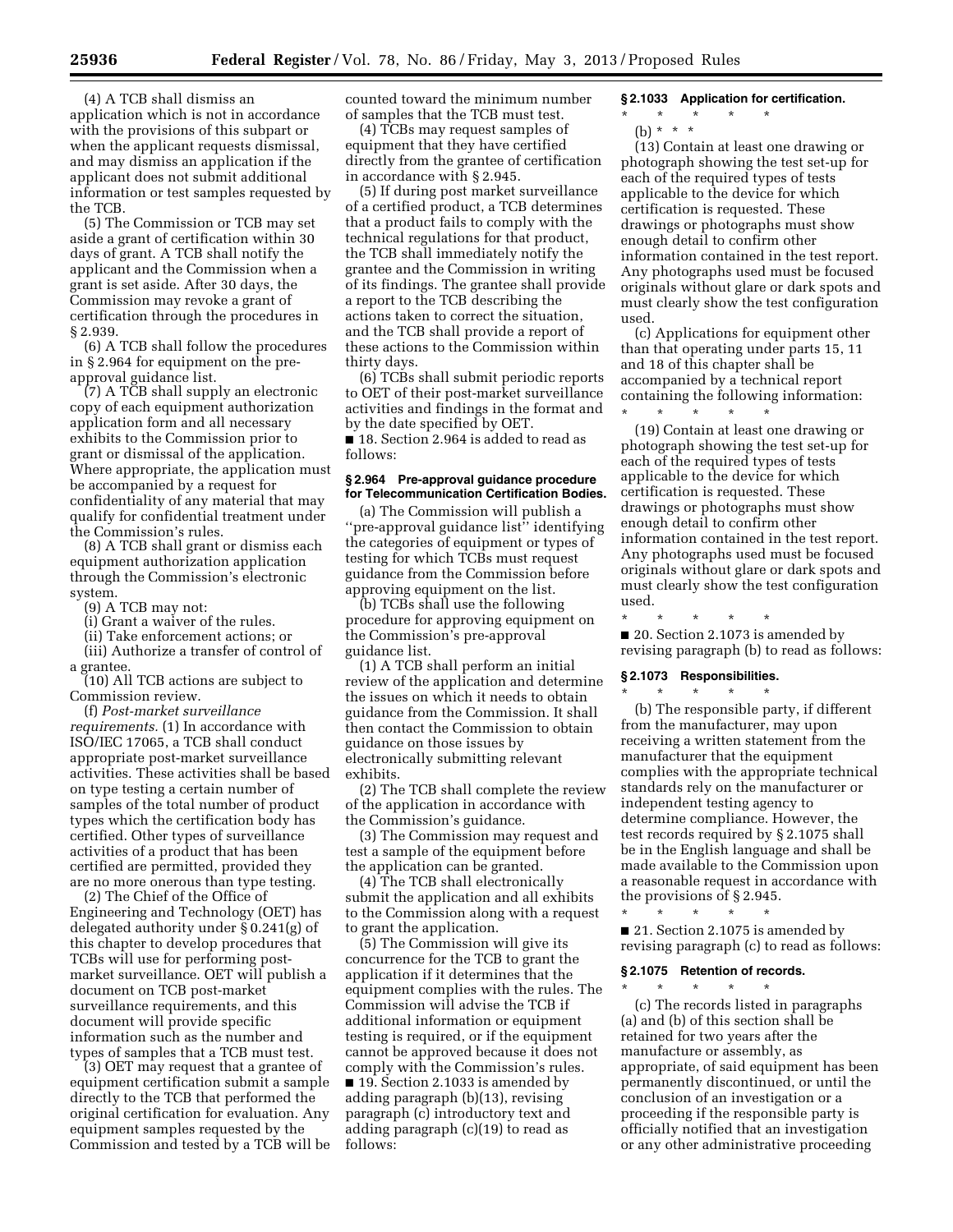(4) A TCB shall dismiss an application which is not in accordance with the provisions of this subpart or when the applicant requests dismissal, and may dismiss an application if the applicant does not submit additional information or test samples requested by the TCB.

(5) The Commission or TCB may set aside a grant of certification within 30 days of grant. A TCB shall notify the applicant and the Commission when a grant is set aside. After 30 days, the Commission may revoke a grant of certification through the procedures in § 2.939.

(6) A TCB shall follow the procedures in § 2.964 for equipment on the pre-approval guidance list.

(7) A TCB shall supply an electronic copy of each equipment authorization application form and all necessary exhibits to the Commission prior to grant or dismissal of the application. Where appropriate, the application must be accompanied by a request for confidentiality of any material that may qualify for confidential treatment under the Commission's rules.

(8) A TCB shall grant or dismiss each equipment authorization application through the Commission's electronic system.

(9) A TCB may not:

(i) Grant a waiver of the rules.

(ii) Take enforcement actions; or

(iii) Authorize a transfer of control of a grantee.

(10) All TCB actions are subject to Commission review.

(f) *Post-market surveillance requirements.* (1) In accordance with ISO/IEC 17065, a TCB shall conduct appropriate post-market surveillance activities. These activities shall be based on type testing a certain number of samples of the total number of product types which the certification body has certified. Other types of surveillance activities of a product that has been certified are permitted, provided they are no more onerous than type testing.

(2) The Chief of the Office of Engineering and Technology (OET) has delegated authority under § 0.241(g) of this chapter to develop procedures that TCBs will use for performing post-market surveillance. OET will publish a document on TCB post-market surveillance requirements, and this document will provide specific information such as the number and types of samples that a TCB must test.

(3) OET may request that a grantee of equipment certification submit a sample directly to the TCB that performed the original certification for evaluation. Any equipment samples requested by the Commission and tested by a TCB will be counted toward the minimum number of samples that the TCB must test.

(4) TCBs may request samples of equipment that they have certified directly from the grantee of certification in accordance with § 2.945.

(5) If during post market surveillance of a certified product, a TCB determines that a product fails to comply with the technical regulations for that product, the TCB shall immediately notify the grantee and the Commission in writing of its findings. The grantee shall provide a report to the TCB describing the actions taken to correct the situation, and the TCB shall provide a report of these actions to the Commission within thirty days.

(6) TCBs shall submit periodic reports to OET of their post-market surveillance activities and findings in the format and by the date specified by OET.

■ 18. Section 2.964 is added to read as follows:

### § 2.964 Pre-approval guidance procedure for Telecommunication Certification Bodies.

(a) The Commission will publish a ''pre-approval guidance list'' identifying the categories of equipment or types of testing for which TCBs must request guidance from the Commission before approving equipment on the list.

(b) TCBs shall use the following procedure for approving equipment on the Commission's pre-approval guidance list.

(1) A TCB shall perform an initial review of the application and determine the issues on which it needs to obtain guidance from the Commission. It shall then contact the Commission to obtain guidance on those issues by electronically submitting relevant exhibits.

(2) The TCB shall complete the review of the application in accordance with the Commission's guidance.

(3) The Commission may request and test a sample of the equipment before the application can be granted.

(4) The TCB shall electronically submit the application and all exhibits to the Commission along with a request to grant the application.

(5) The Commission will give its concurrence for the TCB to grant the application if it determines that the equipment complies with the rules. The Commission will advise the TCB if additional information or equipment testing is required, or if the equipment cannot be approved because it does not comply with the Commission's rules.

■ 19. Section 2.1033 is amended by adding paragraph (b)(13), revising paragraph (c) introductory text and adding paragraph (c)(19) to read as follows:

### § 2.1033 Application for certification.

\* \* \* \* \*

(b) \* \* \*

(13) Contain at least one drawing or photograph showing the test set-up for each of the required types of tests applicable to the device for which certification is requested. These drawings or photographs must show enough detail to confirm other information contained in the test report. Any photographs used must be focused originals without glare or dark spots and must clearly show the test configuration used.

(c) Applications for equipment other than that operating under parts 15, 11 and 18 of this chapter shall be accompanied by a technical report containing the following information:

\* \* \* \* \*

(19) Contain at least one drawing or photograph showing the test set-up for each of the required types of tests applicable to the device for which certification is requested. These drawings or photographs must show enough detail to confirm other information contained in the test report. Any photographs used must be focused originals without glare or dark spots and must clearly show the test configuration used.

\* \* \* \* \*

■ 20. Section 2.1073 is amended by revising paragraph (b) to read as follows:

### § 2.1073 Responsibilities.

\* \* \* \* \*

(b) The responsible party, if different from the manufacturer, may upon receiving a written statement from the manufacturer that the equipment complies with the appropriate technical standards rely on the manufacturer or independent testing agency to determine compliance. However, the test records required by § 2.1075 shall be in the English language and shall be made available to the Commission upon a reasonable request in accordance with the provisions of § 2.945.

\* \* \* \* \*

■ 21. Section 2.1075 is amended by revising paragraph (c) to read as follows:

### § 2.1075 Retention of records.

\* \* \* \* \*

(c) The records listed in paragraphs (a) and (b) of this section shall be retained for two years after the manufacture or assembly, as appropriate, of said equipment has been permanently discontinued, or until the conclusion of an investigation or a proceeding if the responsible party is officially notified that an investigation or any other administrative proceeding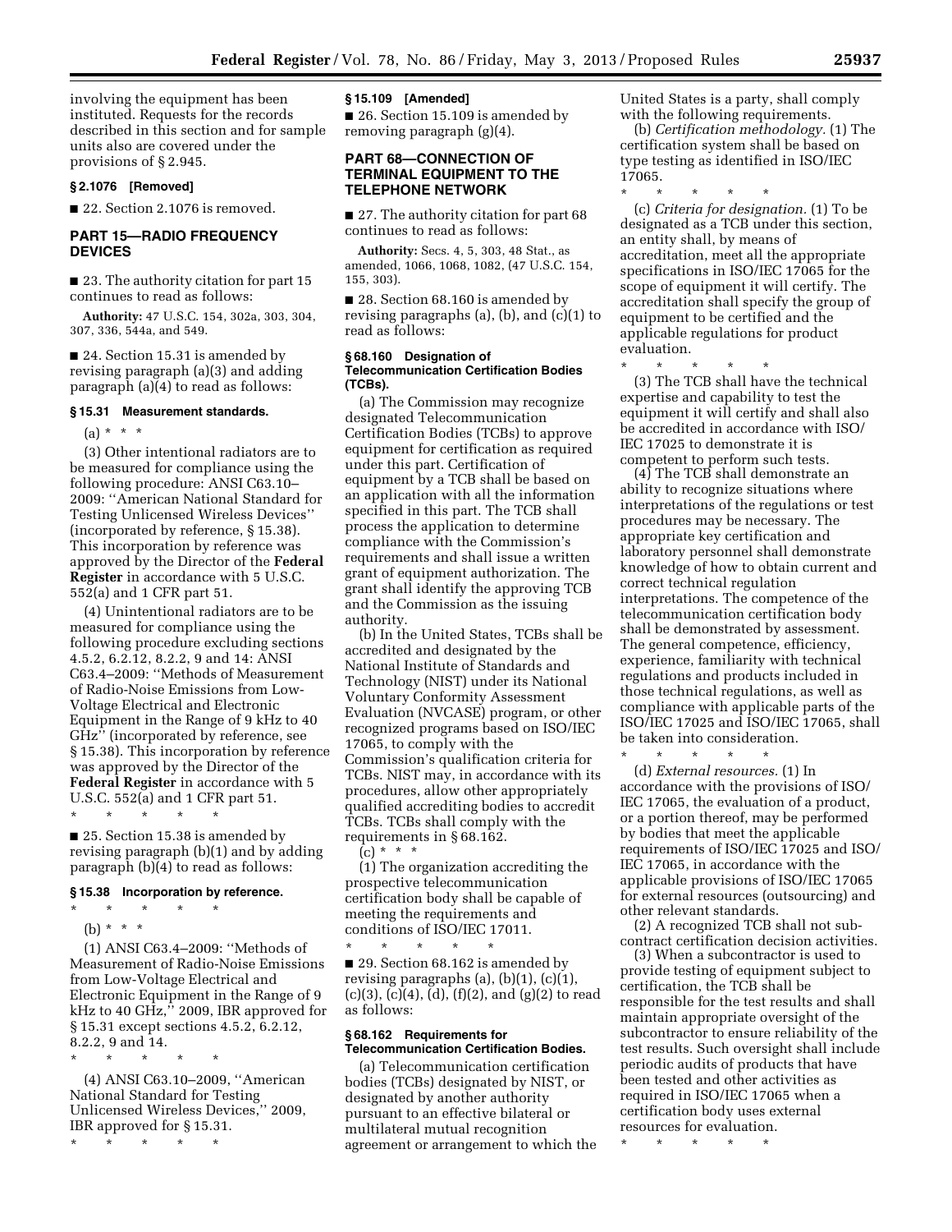involving the equipment has been instituted. Requests for the records described in this section and for sample units also are covered under the provisions of § 2.945.

**§ 2.1076 [Removed]**

■ 22. Section 2.1076 is removed.

## PART 15—RADIO FREQUENCY DEVICES

■ 23. The authority citation for part 15 continues to read as follows:

**Authority:** 47 U.S.C. 154, 302a, 303, 304, 307, 336, 544a, and 549.

■ 24. Section 15.31 is amended by revising paragraph (a)(3) and adding paragraph (a)(4) to read as follows:

**§ 15.31 Measurement standards.**

(a) * * *

(3) Other intentional radiators are to be measured for compliance using the following procedure: ANSI C63.10–2009: ''American National Standard for Testing Unlicensed Wireless Devices'' (incorporated by reference, § 15.38). This incorporation by reference was approved by the Director of the **Federal Register** in accordance with 5 U.S.C. 552(a) and 1 CFR part 51.

(4) Unintentional radiators are to be measured for compliance using the following procedure excluding sections 4.5.2, 6.2.12, 8.2.2, 9 and 14: ANSI C63.4–2009: ''Methods of Measurement of Radio-Noise Emissions from Low-Voltage Electrical and Electronic Equipment in the Range of 9 kHz to 40 GHz'' (incorporated by reference, see § 15.38). This incorporation by reference was approved by the Director of the **Federal Register** in accordance with 5 U.S.C. 552(a) and 1 CFR part 51.

* * * * *

■ 25. Section 15.38 is amended by revising paragraph (b)(1) and by adding paragraph (b)(4) to read as follows:

**§ 15.38 Incorporation by reference.**

* * * * *

(b) * * *

(1) ANSI C63.4–2009: ''Methods of Measurement of Radio-Noise Emissions from Low-Voltage Electrical and Electronic Equipment in the Range of 9 kHz to 40 GHz,'' 2009, IBR approved for § 15.31 except sections 4.5.2, 6.2.12, 8.2.2, 9 and 14.

* * * * *

(4) ANSI C63.10–2009, ''American National Standard for Testing Unlicensed Wireless Devices,'' 2009, IBR approved for § 15.31.

* * * * *

**§ 15.109 [Amended]**

■ 26. Section 15.109 is amended by removing paragraph (g)(4).

## PART 68—CONNECTION OF TERMINAL EQUIPMENT TO THE TELEPHONE NETWORK

■ 27. The authority citation for part 68 continues to read as follows:

**Authority:** Secs. 4, 5, 303, 48 Stat., as amended, 1066, 1068, 1082, (47 U.S.C. 154, 155, 303).

■ 28. Section 68.160 is amended by revising paragraphs (a), (b), and (c)(1) to read as follows:

**§ 68.160 Designation of Telecommunication Certification Bodies (TCBs).**

(a) The Commission may recognize designated Telecommunication Certification Bodies (TCBs) to approve equipment for certification as required under this part. Certification of equipment by a TCB shall be based on an application with all the information specified in this part. The TCB shall process the application to determine compliance with the Commission's requirements and shall issue a written grant of equipment authorization. The grant shall identify the approving TCB and the Commission as the issuing authority.

(b) In the United States, TCBs shall be accredited and designated by the National Institute of Standards and Technology (NIST) under its National Voluntary Conformity Assessment Evaluation (NVCASE) program, or other recognized programs based on ISO/IEC 17065, to comply with the Commission's qualification criteria for TCBs. NIST may, in accordance with its procedures, allow other appropriately qualified accrediting bodies to accredit TCBs. TCBs shall comply with the requirements in § 68.162.

(c) * * *

(1) The organization accrediting the prospective telecommunication certification body shall be capable of meeting the requirements and conditions of ISO/IEC 17011.

* * * * *

■ 29. Section 68.162 is amended by revising paragraphs (a), (b)(1), (c)(1), (c)(3), (c)(4), (d), (f)(2), and (g)(2) to read as follows:

**§ 68.162 Requirements for Telecommunication Certification Bodies.**

(a) Telecommunication certification bodies (TCBs) designated by NIST, or designated by another authority pursuant to an effective bilateral or multilateral mutual recognition agreement or arrangement to which the United States is a party, shall comply with the following requirements.

(b) *Certification methodology.* (1) The certification system shall be based on type testing as identified in ISO/IEC 17065.

* * * * *

(c) *Criteria for designation.* (1) To be designated as a TCB under this section, an entity shall, by means of accreditation, meet all the appropriate specifications in ISO/IEC 17065 for the scope of equipment it will certify. The accreditation shall specify the group of equipment to be certified and the applicable regulations for product evaluation.

* * * * *

(3) The TCB shall have the technical expertise and capability to test the equipment it will certify and shall also be accredited in accordance with ISO/IEC 17025 to demonstrate it is competent to perform such tests.

(4) The TCB shall demonstrate an ability to recognize situations where interpretations of the regulations or test procedures may be necessary. The appropriate key certification and laboratory personnel shall demonstrate knowledge of how to obtain current and correct technical regulation interpretations. The competence of the telecommunication certification body shall be demonstrated by assessment. The general competence, efficiency, experience, familiarity with technical regulations and products included in those technical regulations, as well as compliance with applicable parts of the ISO/IEC 17025 and ISO/IEC 17065, shall be taken into consideration.

* * * * *

(d) *External resources.* (1) In accordance with the provisions of ISO/IEC 17065, the evaluation of a product, or a portion thereof, may be performed by bodies that meet the applicable requirements of ISO/IEC 17025 and ISO/IEC 17065, in accordance with the applicable provisions of ISO/IEC 17065 for external resources (outsourcing) and other relevant standards.

(2) A recognized TCB shall not sub-contract certification decision activities.

(3) When a subcontractor is used to provide testing of equipment subject to certification, the TCB shall be responsible for the test results and shall maintain appropriate oversight of the subcontractor to ensure reliability of the test results. Such oversight shall include periodic audits of products that have been tested and other activities as required in ISO/IEC 17065 when a certification body uses external resources for evaluation.

* * * * *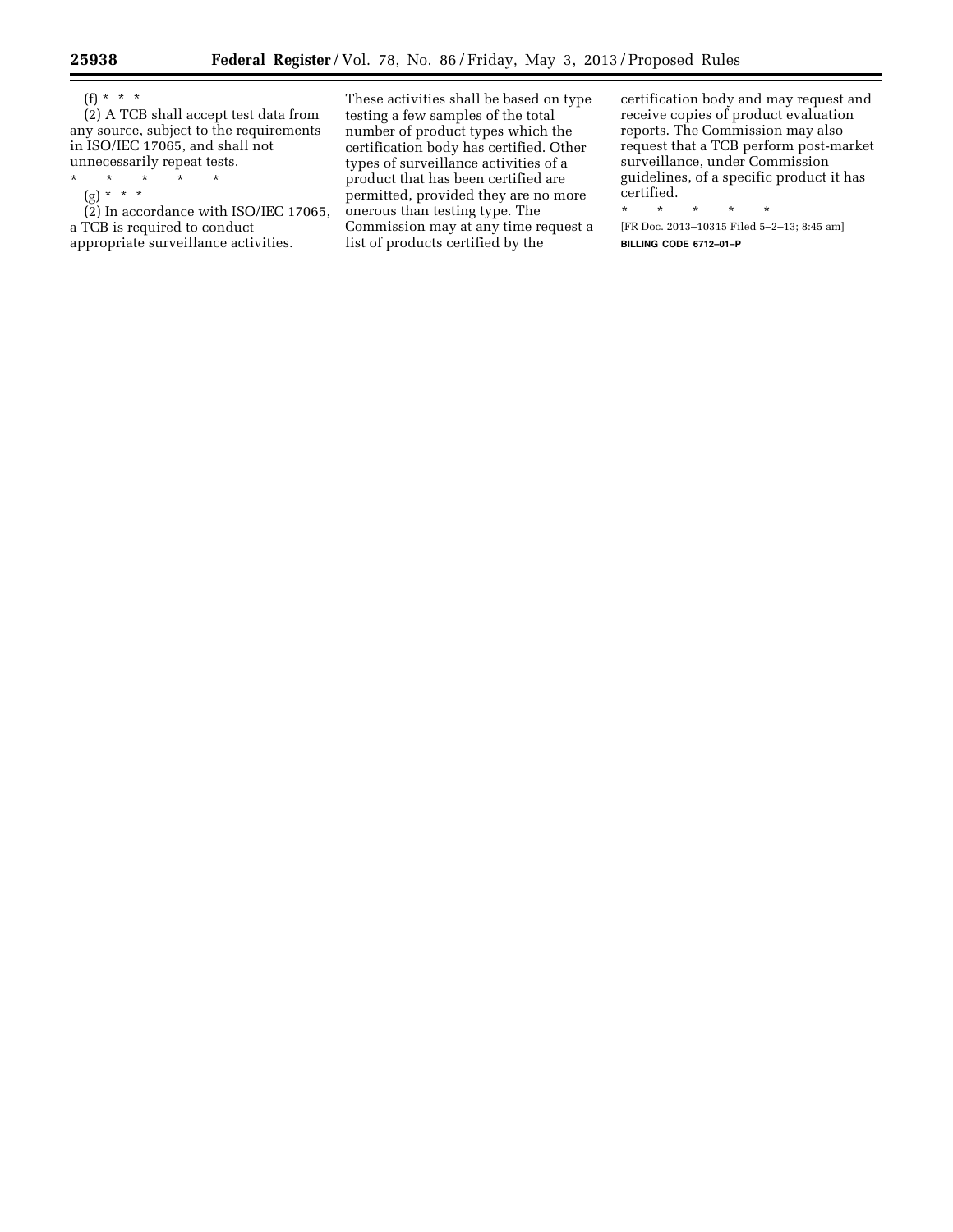(f) * * *

(2) A TCB shall accept test data from any source, subject to the requirements in ISO/IEC 17065, and shall not unnecessarily repeat tests.

\* \* \* \* \*

(g) * * *

(2) In accordance with ISO/IEC 17065, a TCB is required to conduct appropriate surveillance activities. These activities shall be based on type testing a few samples of the total number of product types which the certification body has certified. Other types of surveillance activities of a product that has been certified are permitted, provided they are no more onerous than testing type. The Commission may at any time request a list of products certified by the certification body and may request and receive copies of product evaluation reports. The Commission may also request that a TCB perform post-market surveillance, under Commission guidelines, of a specific product it has certified.

\* \* \* \* \*

[FR Doc. 2013–10315 Filed 5–2–13; 8:45 am]

**BILLING CODE 6712–01–P**